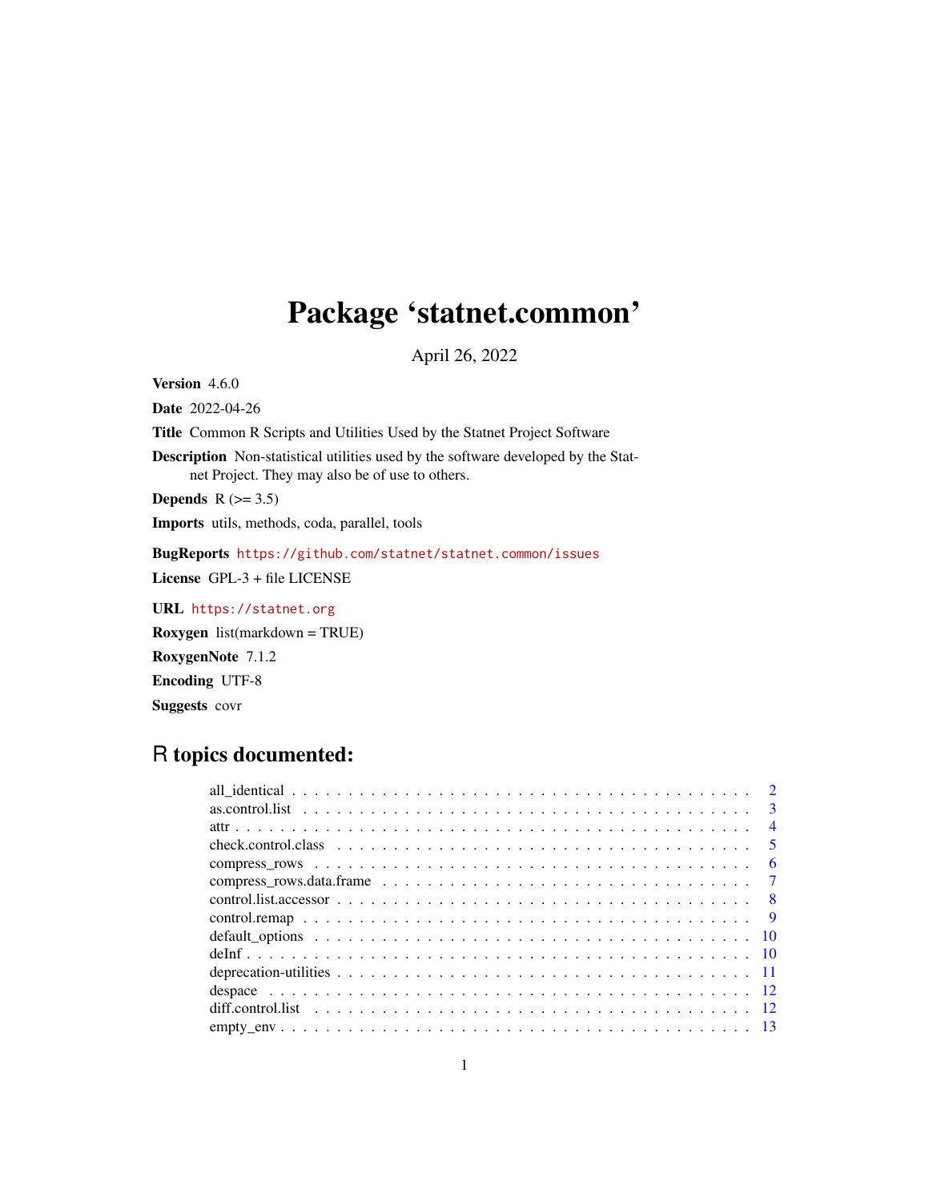# Package 'statnet.common'

April 26, 2022

**Version** 4.6.0

**Date** 2022-04-26

**Title** Common R Scripts and Utilities Used by the Statnet Project Software

**Description** Non-statistical utilities used by the software developed by the Statnet Project. They may also be of use to others.

**Depends** R (>= 3.5)

**Imports** utils, methods, coda, parallel, tools

**BugReports** https://github.com/statnet/statnet.common/issues

**License** GPL-3 + file LICENSE

**URL** https://statnet.org

**Roxygen** list(markdown = TRUE)

**RoxygenNote** 7.1.2

**Encoding** UTF-8

**Suggests** covr

## R topics documented:

| | |
|---|---|
| all_identical | 2 |
| as.control.list | 3 |
| attr | 4 |
| check.control.class | 5 |
| compress_rows | 6 |
| compress_rows.data.frame | 7 |
| control.list.accessor | 8 |
| control.remap | 9 |
| default_options | 10 |
| deInf | 10 |
| deprecation-utilities | 11 |
| despace | 12 |
| diff.control.list | 12 |
| empty_env | 13 |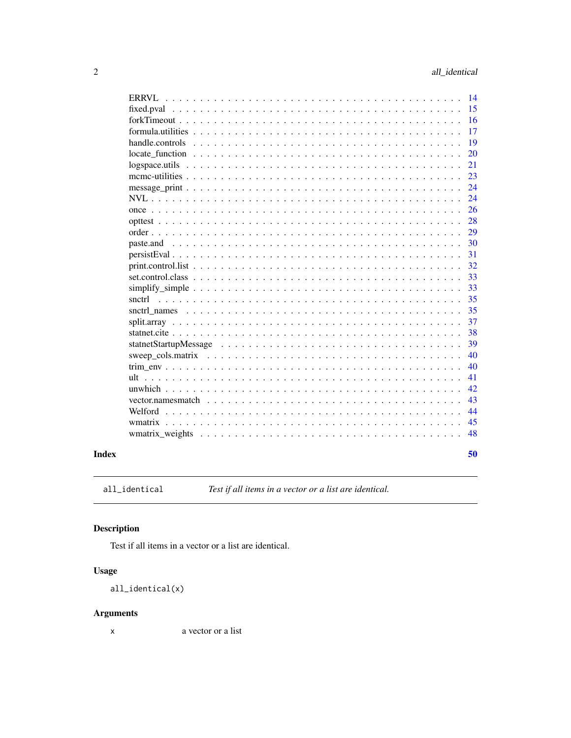ERRVL . . . . . . . . . . . . . . . . . . . . . . . . . . . . . . . . . . . . . . . 14
fixed.pval . . . . . . . . . . . . . . . . . . . . . . . . . . . . . . . . . . . . . 15
forkTimeout . . . . . . . . . . . . . . . . . . . . . . . . . . . . . . . . . . . . 16
formula.utilities . . . . . . . . . . . . . . . . . . . . . . . . . . . . . . . . . 17
handle.controls . . . . . . . . . . . . . . . . . . . . . . . . . . . . . . . . . . 19
locate_function . . . . . . . . . . . . . . . . . . . . . . . . . . . . . . . . . . 20
logspace.utils . . . . . . . . . . . . . . . . . . . . . . . . . . . . . . . . . . . 21
mcmc-utilities . . . . . . . . . . . . . . . . . . . . . . . . . . . . . . . . . . . 23
message_print . . . . . . . . . . . . . . . . . . . . . . . . . . . . . . . . . . . 24
NVL . . . . . . . . . . . . . . . . . . . . . . . . . . . . . . . . . . . . . . . . . 24
once . . . . . . . . . . . . . . . . . . . . . . . . . . . . . . . . . . . . . . . . 26
opttest . . . . . . . . . . . . . . . . . . . . . . . . . . . . . . . . . . . . . . . 28
order . . . . . . . . . . . . . . . . . . . . . . . . . . . . . . . . . . . . . . . . 29
paste.and . . . . . . . . . . . . . . . . . . . . . . . . . . . . . . . . . . . . . . 30
persistEval . . . . . . . . . . . . . . . . . . . . . . . . . . . . . . . . . . . . . 31
print.control.list . . . . . . . . . . . . . . . . . . . . . . . . . . . . . . . . . 32
set.control.class . . . . . . . . . . . . . . . . . . . . . . . . . . . . . . . . . 33
simplify_simple . . . . . . . . . . . . . . . . . . . . . . . . . . . . . . . . . . 33
snctrl . . . . . . . . . . . . . . . . . . . . . . . . . . . . . . . . . . . . . . . 35
snctrl_names . . . . . . . . . . . . . . . . . . . . . . . . . . . . . . . . . . . . 35
split.array . . . . . . . . . . . . . . . . . . . . . . . . . . . . . . . . . . . . . 37
statnet.cite . . . . . . . . . . . . . . . . . . . . . . . . . . . . . . . . . . . . . 38
statnetStartupMessage . . . . . . . . . . . . . . . . . . . . . . . . . . . . . . . 39
sweep_cols.matrix . . . . . . . . . . . . . . . . . . . . . . . . . . . . . . . . . 40
trim_env . . . . . . . . . . . . . . . . . . . . . . . . . . . . . . . . . . . . . . 40
ult . . . . . . . . . . . . . . . . . . . . . . . . . . . . . . . . . . . . . . . . . 41
unwhich . . . . . . . . . . . . . . . . . . . . . . . . . . . . . . . . . . . . . . . 42
vector.namesmatch . . . . . . . . . . . . . . . . . . . . . . . . . . . . . . . . . 43
Welford . . . . . . . . . . . . . . . . . . . . . . . . . . . . . . . . . . . . . . . 44
wmatrix . . . . . . . . . . . . . . . . . . . . . . . . . . . . . . . . . . . . . . . 45
wmatrix_weights . . . . . . . . . . . . . . . . . . . . . . . . . . . . . . . . . . 48

**Index** **50**

---

`all_identical` *Test if all items in a vector or a list are identical.*

---

## Description

Test if all items in a vector or a list are identical.

## Usage

```
all_identical(x)
```

## Arguments

| | |
|---|---|
| `x` | a vector or a list |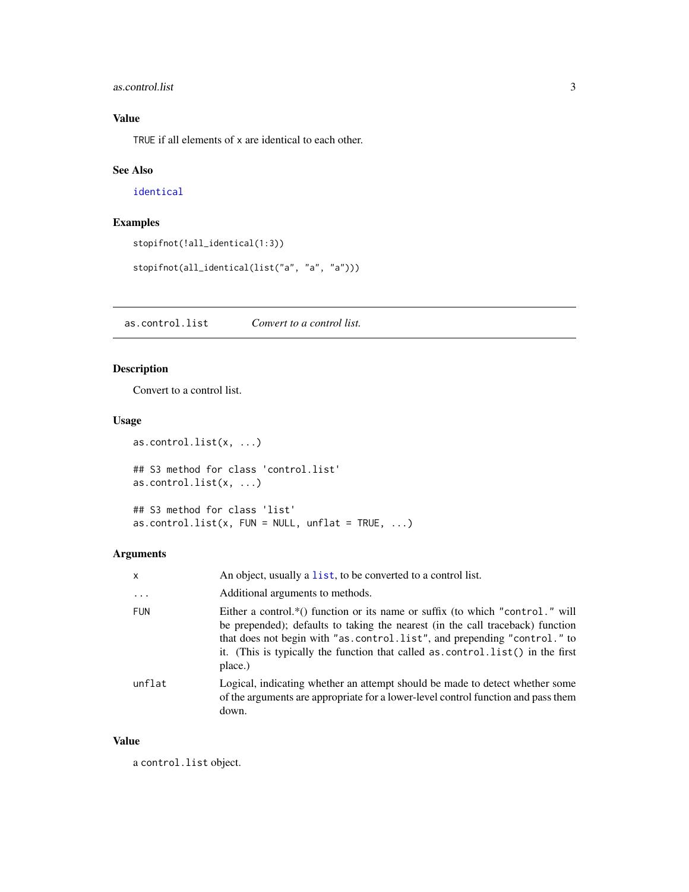### Value

TRUE if all elements of x are identical to each other.

### See Also

identical

### Examples

```
stopifnot(!all_identical(1:3))

stopifnot(all_identical(list("a", "a", "a")))
```

---

## as.control.list *Convert to a control list.*

---

### Description

Convert to a control list.

### Usage

```
as.control.list(x, ...)

## S3 method for class 'control.list'
as.control.list(x, ...)

## S3 method for class 'list'
as.control.list(x, FUN = NULL, unflat = TRUE, ...)
```

### Arguments

| | |
|---|---|
| x | An object, usually a list, to be converted to a control list. |
| ... | Additional arguments to methods. |
| FUN | Either a control.*() function or its name or suffix (to which "control." will be prepended); defaults to taking the nearest (in the call traceback) function that does not begin with "as.control.list", and prepending "control." to it. (This is typically the function that called as.control.list() in the first place.) |
| unflat | Logical, indicating whether an attempt should be made to detect whether some of the arguments are appropriate for a lower-level control function and pass them down. |

### Value

a control.list object.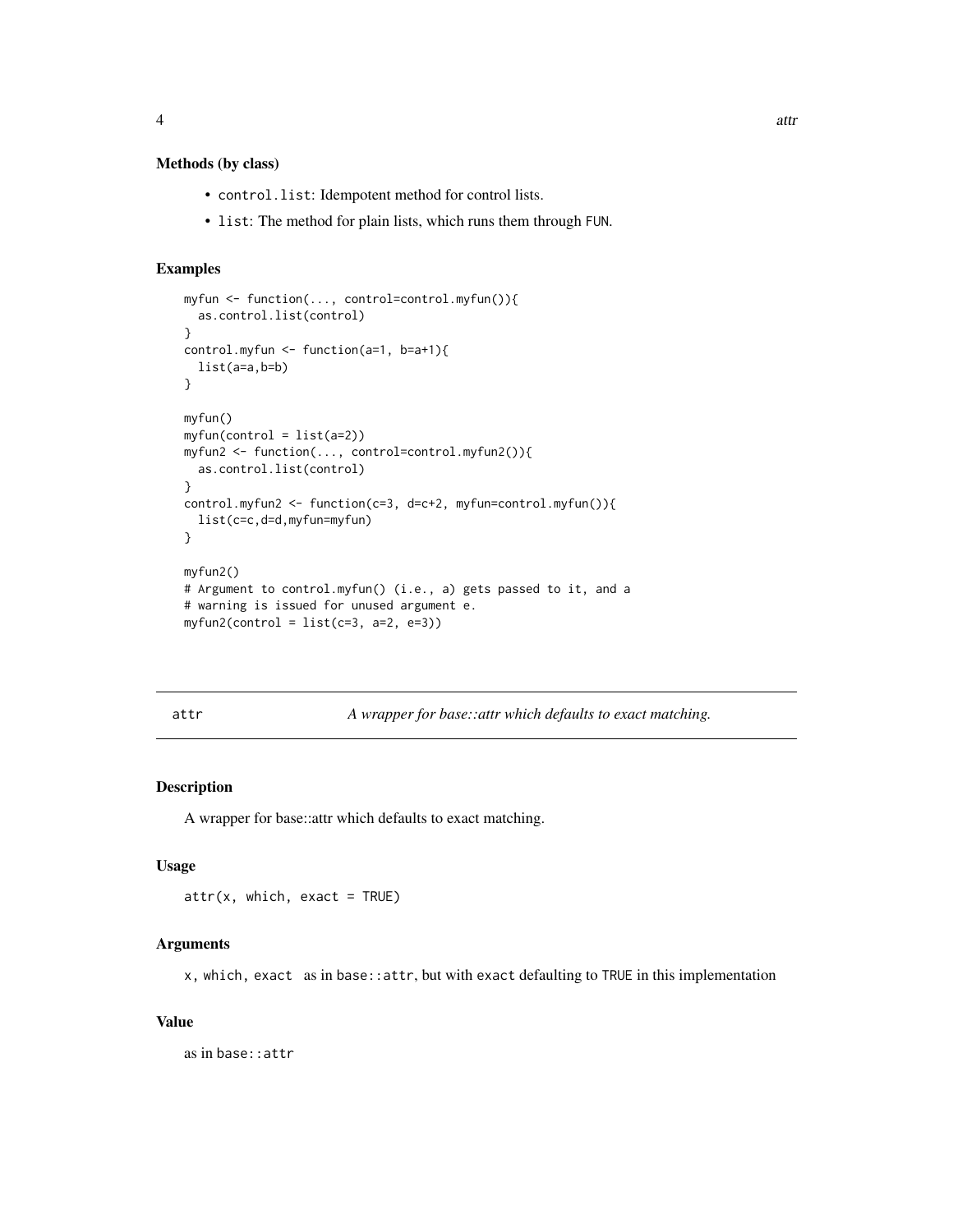### Methods (by class)

- `control.list`: Idempotent method for control lists.
- `list`: The method for plain lists, which runs them through `FUN`.

### Examples

```
myfun <- function(..., control=control.myfun()){
  as.control.list(control)
}
control.myfun <- function(a=1, b=a+1){
  list(a=a,b=b)
}

myfun()
myfun(control = list(a=2))
myfun2 <- function(..., control=control.myfun2()){
  as.control.list(control)
}
control.myfun2 <- function(c=3, d=c+2, myfun=control.myfun()){
  list(c=c,d=d,myfun=myfun)
}

myfun2()
# Argument to control.myfun() (i.e., a) gets passed to it, and a
# warning is issued for unused argument e.
myfun2(control = list(c=3, a=2, e=3))
```

---

## attr — *A wrapper for base::attr which defaults to exact matching.*

---

### Description

A wrapper for base::attr which defaults to exact matching.

### Usage

```
attr(x, which, exact = TRUE)
```

### Arguments

`x, which, exact` as in `base::attr`, but with `exact` defaulting to `TRUE` in this implementation

### Value

as in `base::attr`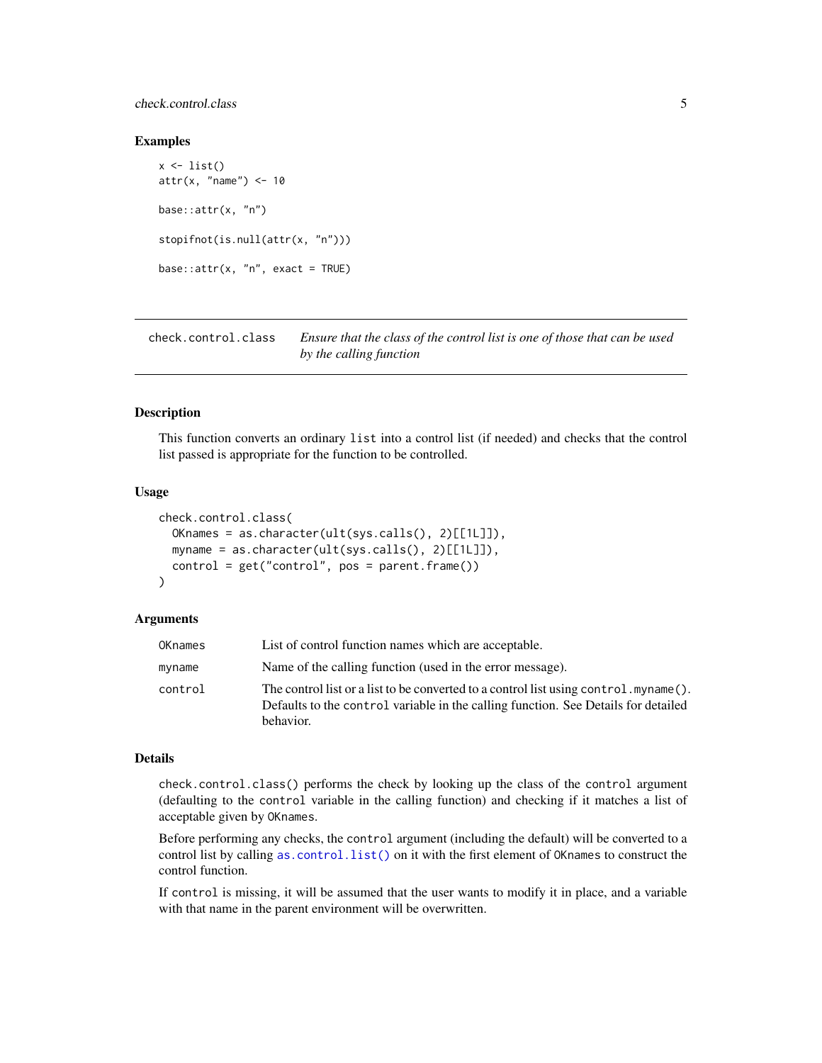### Examples

```
x <- list()
attr(x, "name") <- 10

base::attr(x, "n")

stopifnot(is.null(attr(x, "n")))

base::attr(x, "n", exact = TRUE)
```

---

## check.control.class — *Ensure that the class of the control list is one of those that can be used by the calling function*

---

### Description

This function converts an ordinary `list` into a control list (if needed) and checks that the control list passed is appropriate for the function to be controlled.

### Usage

```
check.control.class(
  OKnames = as.character(ult(sys.calls(), 2)[[1L]]),
  myname = as.character(ult(sys.calls(), 2)[[1L]]),
  control = get("control", pos = parent.frame())
)
```

### Arguments

| | |
|---|---|
| `OKnames` | List of control function names which are acceptable. |
| `myname` | Name of the calling function (used in the error message). |
| `control` | The control list or a list to be converted to a control list using `control.myname()`. Defaults to the `control` variable in the calling function. See Details for detailed behavior. |

### Details

`check.control.class()` performs the check by looking up the class of the `control` argument (defaulting to the `control` variable in the calling function) and checking if it matches a list of acceptable given by `OKnames`.

Before performing any checks, the `control` argument (including the default) will be converted to a control list by calling `as.control.list()` on it with the first element of `OKnames` to construct the control function.

If `control` is missing, it will be assumed that the user wants to modify it in place, and a variable with that name in the parent environment will be overwritten.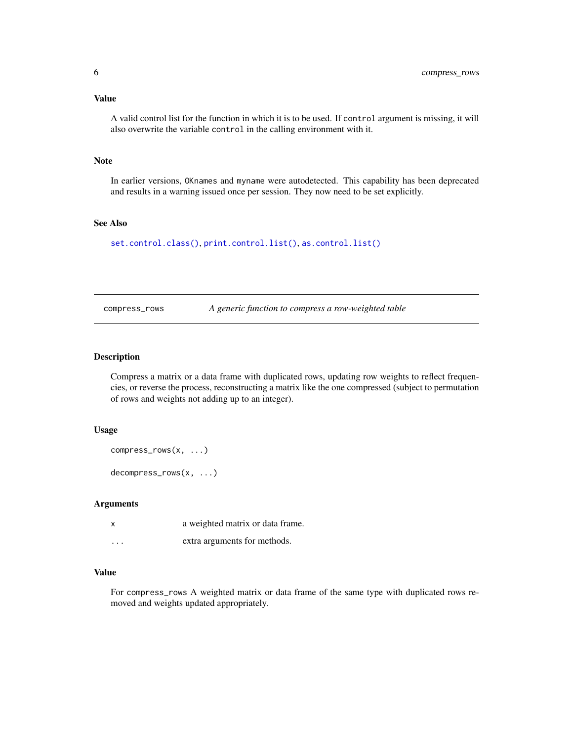### Value

A valid control list for the function in which it is to be used. If `control` argument is missing, it will also overwrite the variable `control` in the calling environment with it.

### Note

In earlier versions, `OKnames` and `myname` were autodetected. This capability has been deprecated and results in a warning issued once per session. They now need to be set explicitly.

### See Also

`set.control.class()`, `print.control.list()`, `as.control.list()`

---

## compress_rows — *A generic function to compress a row-weighted table*

### Description

Compress a matrix or a data frame with duplicated rows, updating row weights to reflect frequencies, or reverse the process, reconstructing a matrix like the one compressed (subject to permutation of rows and weights not adding up to an integer).

### Usage

```
compress_rows(x, ...)

decompress_rows(x, ...)
```

### Arguments

| | |
|---|---|
| `x` | a weighted matrix or data frame. |
| `...` | extra arguments for methods. |

### Value

For `compress_rows` A weighted matrix or data frame of the same type with duplicated rows removed and weights updated appropriately.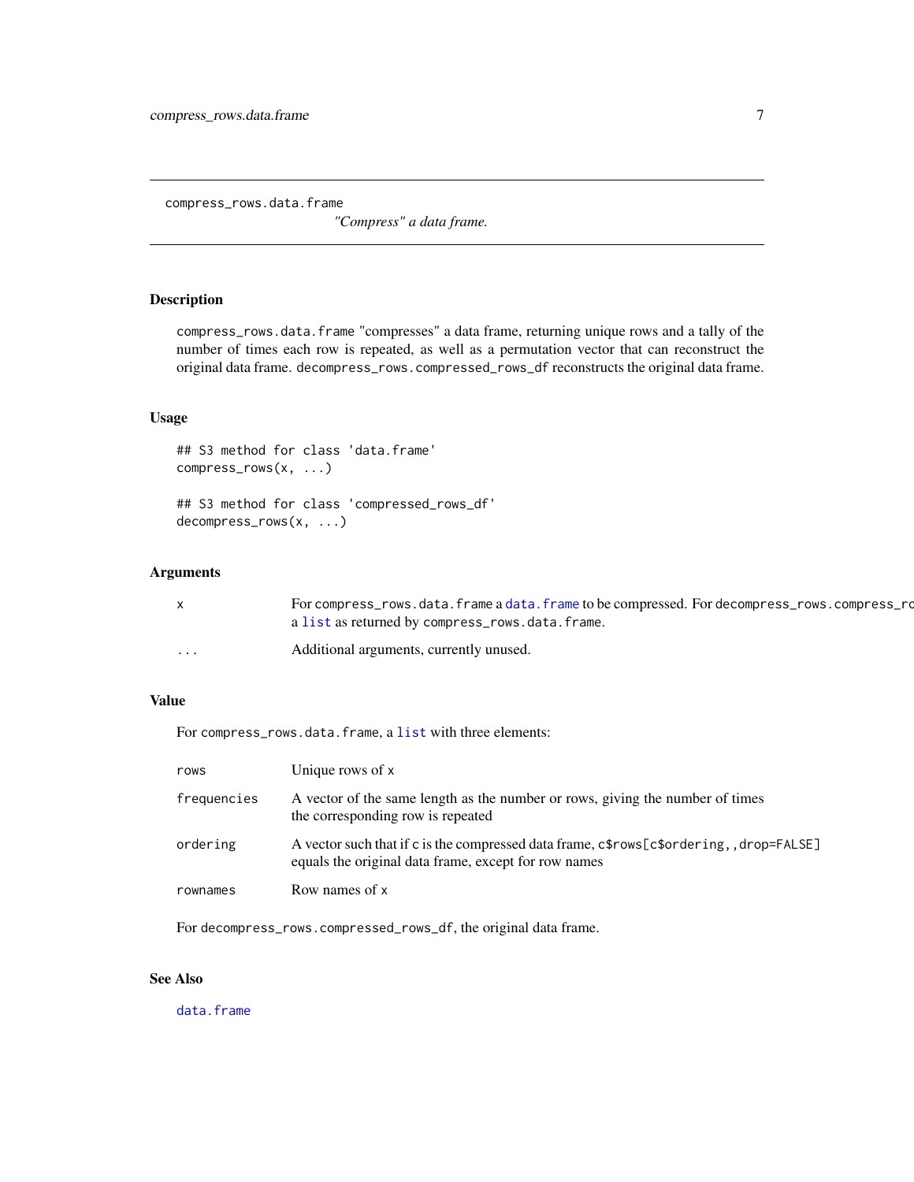# compress_rows.data.frame *"Compress" a data frame.*

## Description

compress_rows.data.frame "compresses" a data frame, returning unique rows and a tally of the number of times each row is repeated, as well as a permutation vector that can reconstruct the original data frame. decompress_rows.compressed_rows_df reconstructs the original data frame.

## Usage

```
## S3 method for class 'data.frame'
compress_rows(x, ...)

## S3 method for class 'compressed_rows_df'
decompress_rows(x, ...)
```

## Arguments

| | |
|---|---|
| x | For compress_rows.data.frame a data.frame to be compressed. For decompress_rows.compress_rc a list as returned by compress_rows.data.frame. |
| ... | Additional arguments, currently unused. |

## Value

For compress_rows.data.frame, a list with three elements:

| | |
|---|---|
| rows | Unique rows of x |
| frequencies | A vector of the same length as the number or rows, giving the number of times the corresponding row is repeated |
| ordering | A vector such that if c is the compressed data frame, c$rows[c$ordering,,drop=FALSE] equals the original data frame, except for row names |
| rownames | Row names of x |

For decompress_rows.compressed_rows_df, the original data frame.

## See Also

data.frame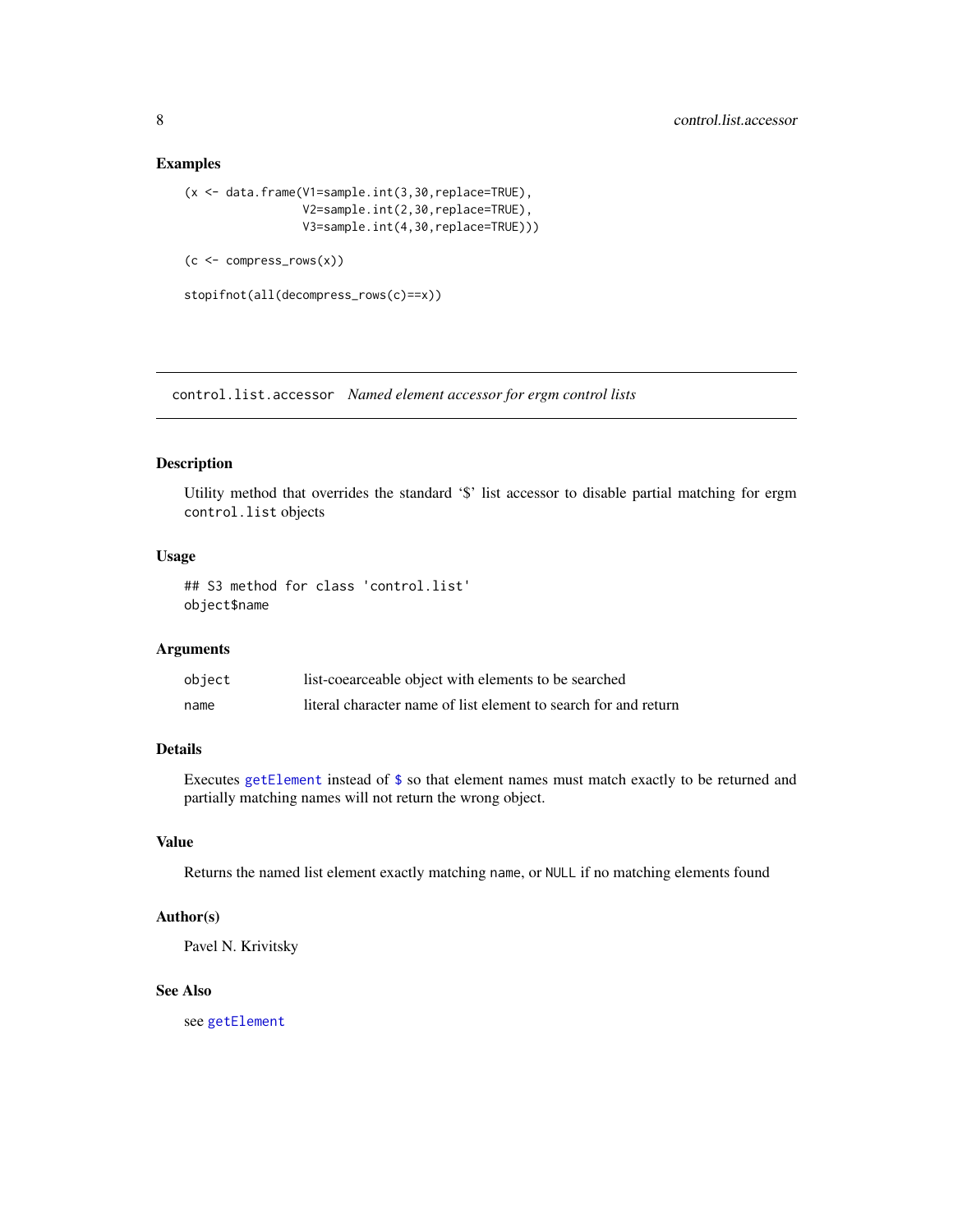### Examples

```
(x <- data.frame(V1=sample.int(3,30,replace=TRUE),
                 V2=sample.int(2,30,replace=TRUE),
                 V3=sample.int(4,30,replace=TRUE)))

(c <- compress_rows(x))

stopifnot(all(decompress_rows(c)==x))
```

---

## control.list.accessor *Named element accessor for ergm control lists*

---

### Description

Utility method that overrides the standard '$' list accessor to disable partial matching for ergm `control.list` objects

### Usage

```
## S3 method for class 'control.list'
object$name
```

### Arguments

| | |
|---|---|
| `object` | list-coearceable object with elements to be searched |
| `name` | literal character name of list element to search for and return |

### Details

Executes `getElement` instead of `$` so that element names must match exactly to be returned and partially matching names will not return the wrong object.

### Value

Returns the named list element exactly matching `name`, or `NULL` if no matching elements found

### Author(s)

Pavel N. Krivitsky

### See Also

see `getElement`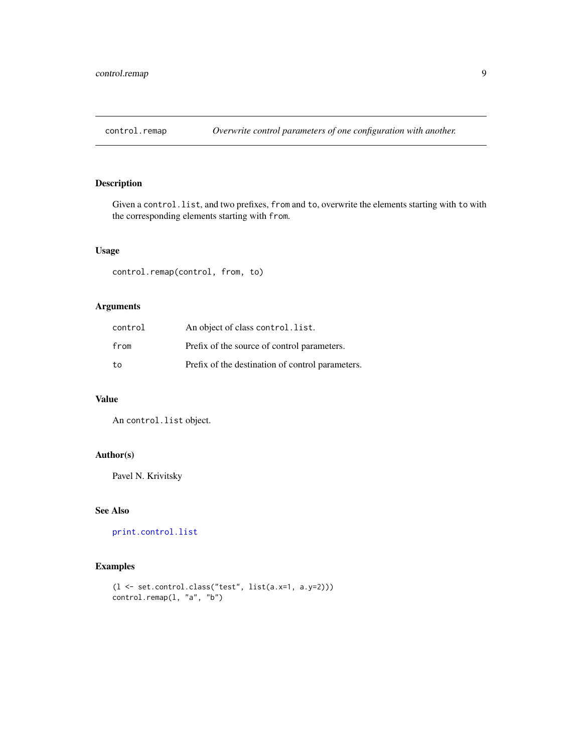## control.remap — *Overwrite control parameters of one configuration with another.*

### Description

Given a `control.list`, and two prefixes, `from` and `to`, overwrite the elements starting with `to` with the corresponding elements starting with `from`.

### Usage

```
control.remap(control, from, to)
```

### Arguments

| | |
|---|---|
| `control` | An object of class `control.list`. |
| `from` | Prefix of the source of control parameters. |
| `to` | Prefix of the destination of control parameters. |

### Value

An `control.list` object.

### Author(s)

Pavel N. Krivitsky

### See Also

`print.control.list`

### Examples

```
(l <- set.control.class("test", list(a.x=1, a.y=2)))
control.remap(l, "a", "b")
```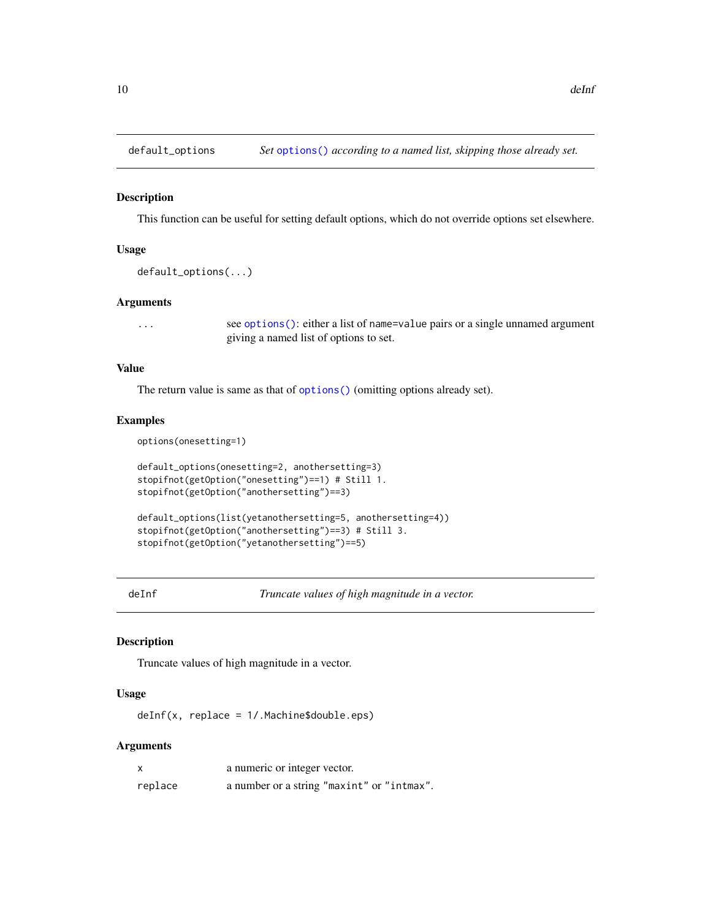## default_options — *Set options() according to a named list, skipping those already set.*

### Description

This function can be useful for setting default options, which do not override options set elsewhere.

### Usage

```
default_options(...)
```

### Arguments

| | |
|---|---|
| `...` | see `options()`: either a list of `name=value` pairs or a single unnamed argument giving a named list of options to set. |

### Value

The return value is same as that of `options()` (omitting options already set).

### Examples

```
options(onesetting=1)

default_options(onesetting=2, anothersetting=3)
stopifnot(getOption("onesetting")==1) # Still 1.
stopifnot(getOption("anothersetting")==3)

default_options(list(yetanothersetting=5, anothersetting=4))
stopifnot(getOption("anothersetting")==3) # Still 3.
stopifnot(getOption("yetanothersetting")==5)
```

## deInf — *Truncate values of high magnitude in a vector.*

### Description

Truncate values of high magnitude in a vector.

### Usage

```
deInf(x, replace = 1/.Machine$double.eps)
```

### Arguments

| | |
|---|---|
| `x` | a numeric or integer vector. |
| `replace` | a number or a string `"maxint"` or `"intmax"`. |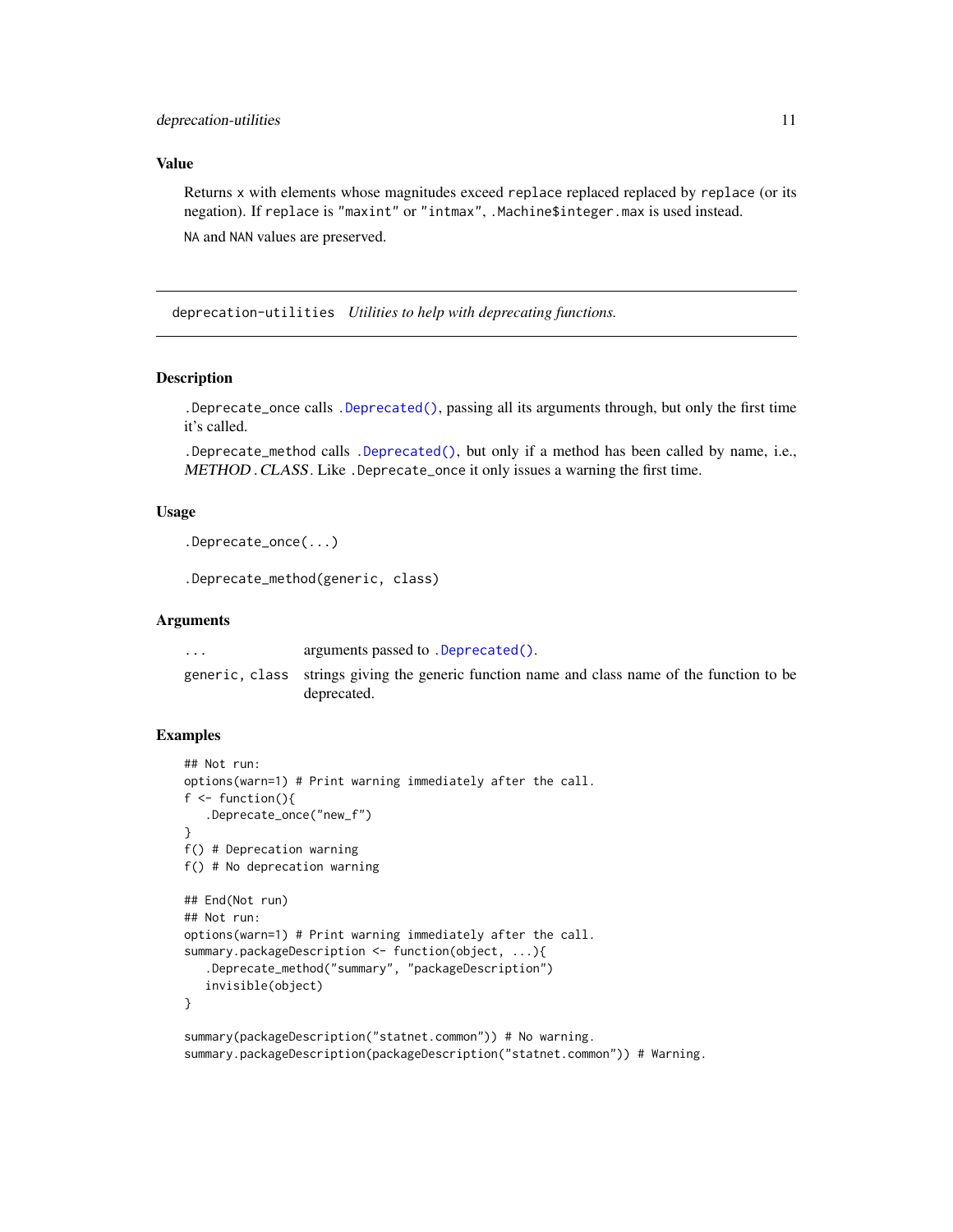## Value

Returns x with elements whose magnitudes exceed replace replaced replaced by replace (or its negation). If replace is "maxint" or "intmax", .Machine$integer.max is used instead.

NA and NAN values are preserved.

---

# deprecation-utilities    *Utilities to help with deprecating functions.*

---

## Description

.Deprecate_once calls .Deprecated(), passing all its arguments through, but only the first time it's called.

.Deprecate_method calls .Deprecated(), but only if a method has been called by name, i.e., *METHOD.CLASS*. Like .Deprecate_once it only issues a warning the first time.

## Usage

```
.Deprecate_once(...)

.Deprecate_method(generic, class)
```

## Arguments

| | |
|---|---|
| ... | arguments passed to .Deprecated(). |
| generic, class | strings giving the generic function name and class name of the function to be deprecated. |

## Examples

```
## Not run:
options(warn=1) # Print warning immediately after the call.
f <- function(){
   .Deprecate_once("new_f")
}
f() # Deprecation warning
f() # No deprecation warning

## End(Not run)
## Not run:
options(warn=1) # Print warning immediately after the call.
summary.packageDescription <- function(object, ...){
   .Deprecate_method("summary", "packageDescription")
   invisible(object)
}

summary(packageDescription("statnet.common")) # No warning.
summary.packageDescription(packageDescription("statnet.common")) # Warning.
```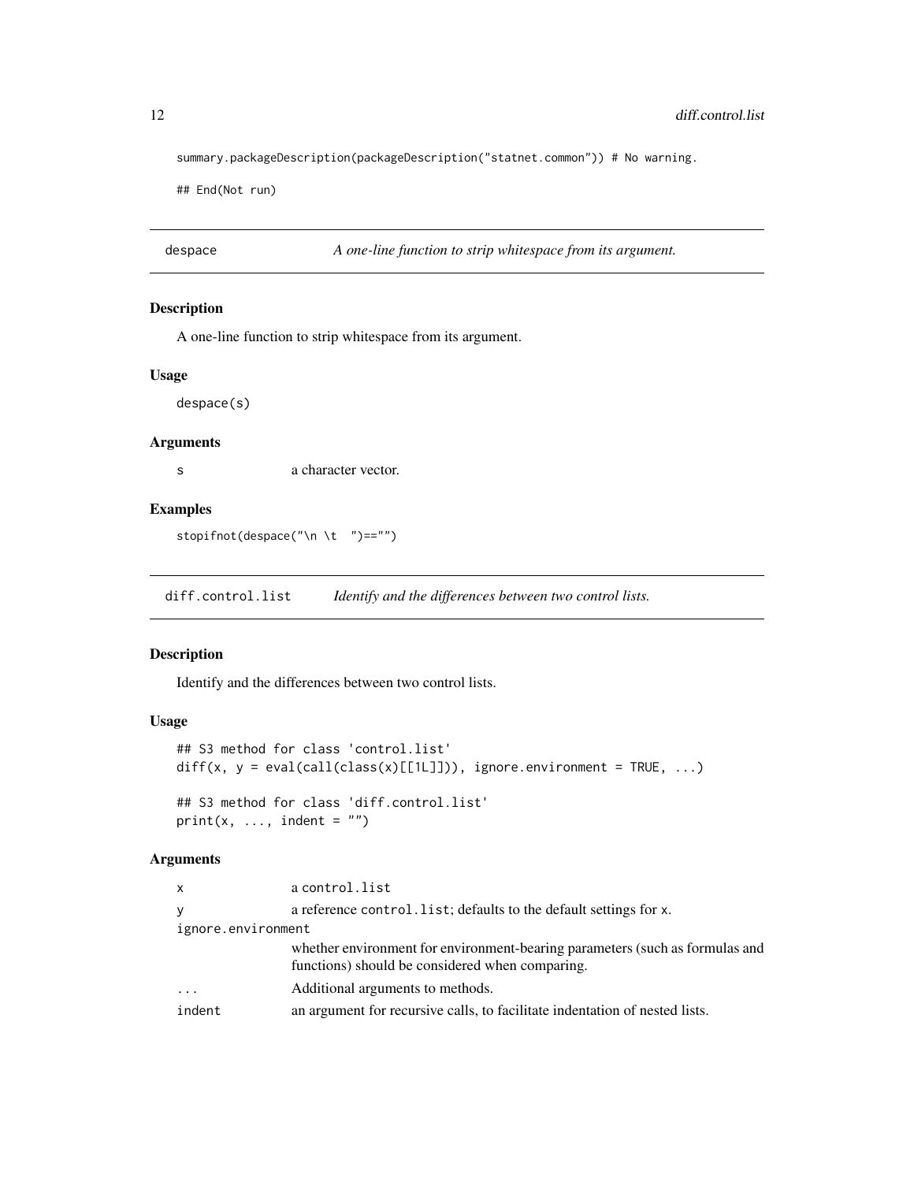```
summary.packageDescription(packageDescription("statnet.common")) # No warning.

## End(Not run)
```

## despace — *A one-line function to strip whitespace from its argument.*

### Description

A one-line function to strip whitespace from its argument.

### Usage

```
despace(s)
```

### Arguments

| | |
|---|---|
| `s` | a character vector. |

### Examples

```
stopifnot(despace("\n \t  ")=="")
```

## diff.control.list — *Identify and the differences between two control lists.*

### Description

Identify and the differences between two control lists.

### Usage

```
## S3 method for class 'control.list'
diff(x, y = eval(call(class(x)[[1L]])), ignore.environment = TRUE, ...)

## S3 method for class 'diff.control.list'
print(x, ..., indent = "")
```

### Arguments

| | |
|---|---|
| `x` | a `control.list` |
| `y` | a reference `control.list`; defaults to the default settings for `x`. |
| `ignore.environment` | whether environment for environment-bearing parameters (such as formulas and functions) should be considered when comparing. |
| `...` | Additional arguments to methods. |
| `indent` | an argument for recursive calls, to facilitate indentation of nested lists. |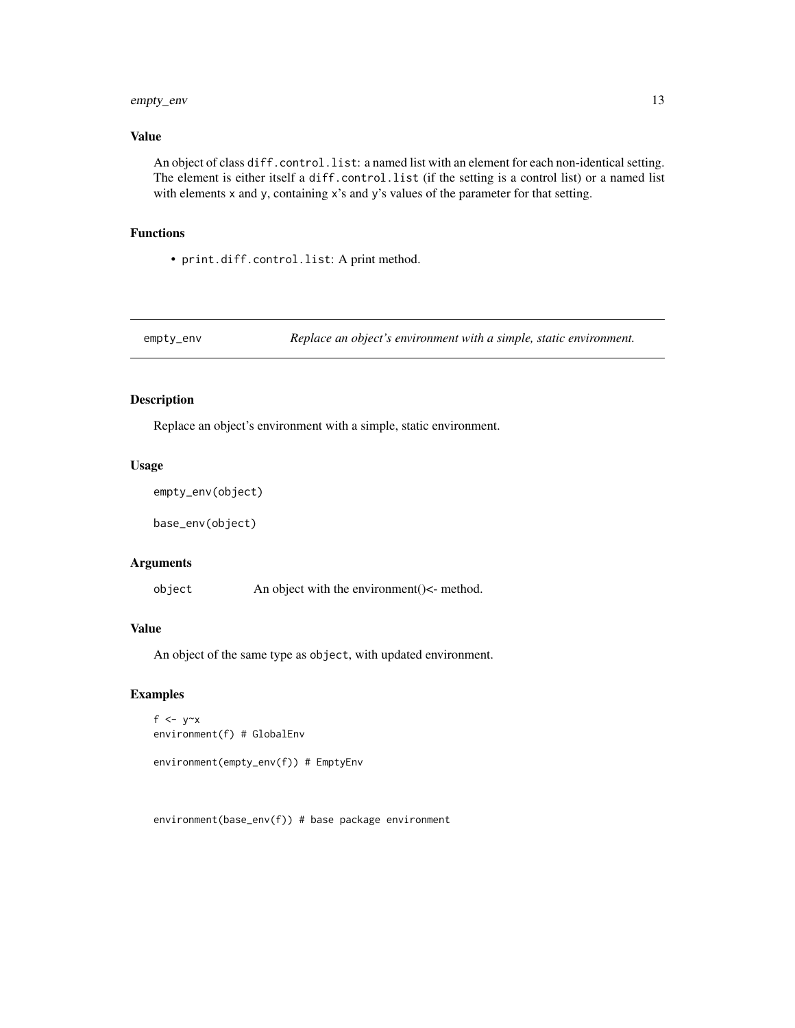### Value

An object of class `diff.control.list`: a named list with an element for each non-identical setting. The element is either itself a `diff.control.list` (if the setting is a control list) or a named list with elements `x` and `y`, containing `x`'s and `y`'s values of the parameter for that setting.

### Functions

- `print.diff.control.list`: A print method.

---

## empty_env — *Replace an object's environment with a simple, static environment.*

---

### Description

Replace an object's environment with a simple, static environment.

### Usage

```
empty_env(object)

base_env(object)
```

### Arguments

| | |
|---|---|
| `object` | An object with the environment()<- method. |

### Value

An object of the same type as `object`, with updated environment.

### Examples

```
f <- y~x
environment(f) # GlobalEnv

environment(empty_env(f)) # EmptyEnv



environment(base_env(f)) # base package environment
```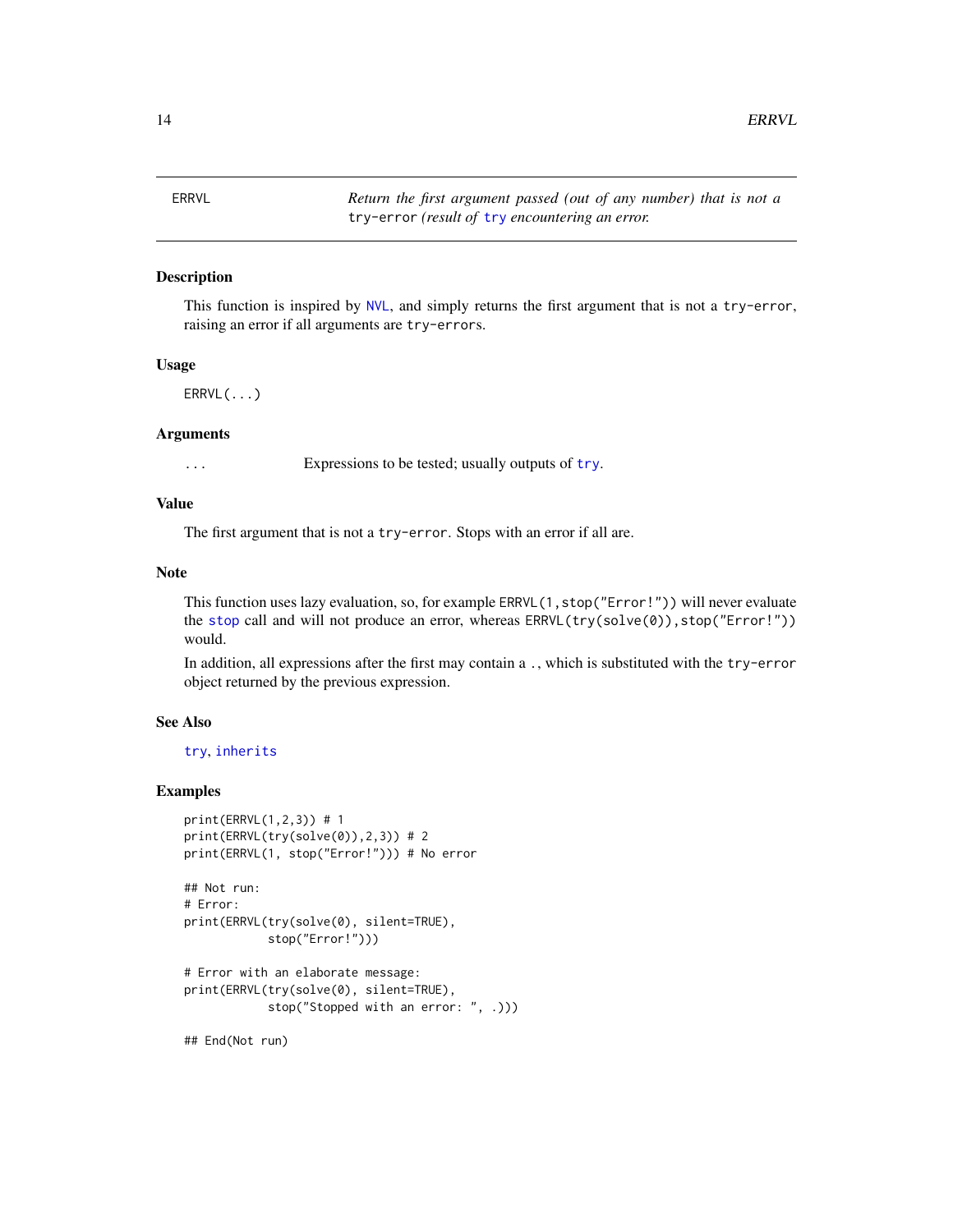ERRVL — *Return the first argument passed (out of any number) that is not a `try-error` (result of `try` encountering an error.*

### Description

This function is inspired by `NVL`, and simply returns the first argument that is not a `try-error`, raising an error if all arguments are `try-errors`.

### Usage

```
ERRVL(...)
```

### Arguments

`...` Expressions to be tested; usually outputs of `try`.

### Value

The first argument that is not a `try-error`. Stops with an error if all are.

### Note

This function uses lazy evaluation, so, for example `ERRVL(1,stop("Error!"))` will never evaluate the `stop` call and will not produce an error, whereas `ERRVL(try(solve(0)),stop("Error!"))` would.

In addition, all expressions after the first may contain a `.`, which is substituted with the `try-error` object returned by the previous expression.

### See Also

`try`, `inherits`

### Examples

```
print(ERRVL(1,2,3)) # 1
print(ERRVL(try(solve(0)),2,3)) # 2
print(ERRVL(1, stop("Error!"))) # No error

## Not run:
# Error:
print(ERRVL(try(solve(0), silent=TRUE),
            stop("Error!")))

# Error with an elaborate message:
print(ERRVL(try(solve(0), silent=TRUE),
            stop("Stopped with an error: ", .)))

## End(Not run)
```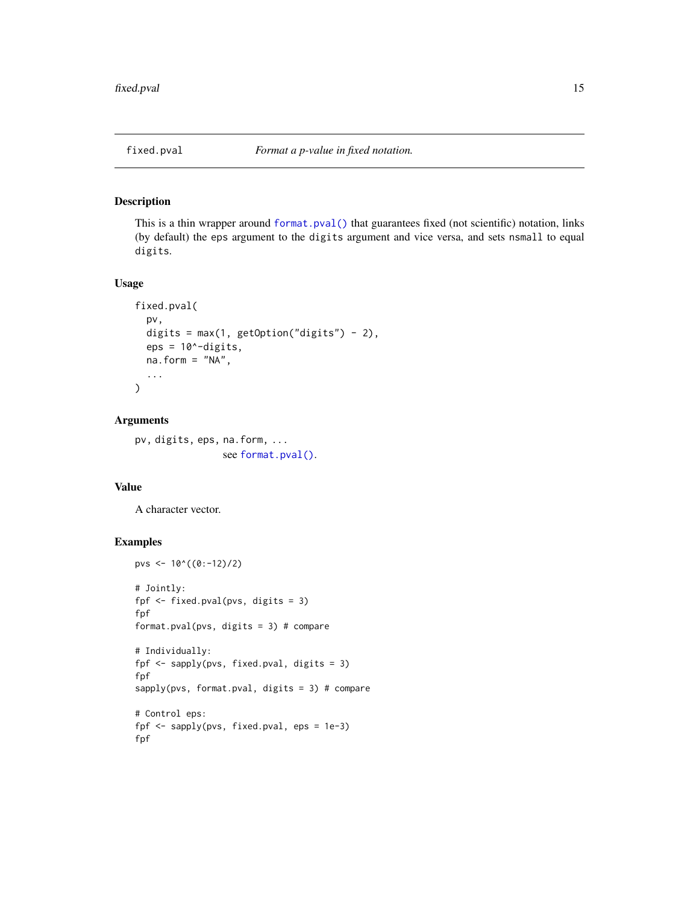## fixed.pval — *Format a p-value in fixed notation.*

### Description

This is a thin wrapper around `format.pval()` that guarantees fixed (not scientific) notation, links (by default) the `eps` argument to the `digits` argument and vice versa, and sets `nsmall` to equal `digits`.

### Usage

```
fixed.pval(
  pv,
  digits = max(1, getOption("digits") - 2),
  eps = 10^-digits,
  na.form = "NA",
  ...
)
```

### Arguments

`pv, digits, eps, na.form, ...`
see `format.pval()`.

### Value

A character vector.

### Examples

```
pvs <- 10^((0:-12)/2)

# Jointly:
fpf <- fixed.pval(pvs, digits = 3)
fpf
format.pval(pvs, digits = 3) # compare

# Individually:
fpf <- sapply(pvs, fixed.pval, digits = 3)
fpf
sapply(pvs, format.pval, digits = 3) # compare

# Control eps:
fpf <- sapply(pvs, fixed.pval, eps = 1e-3)
fpf
```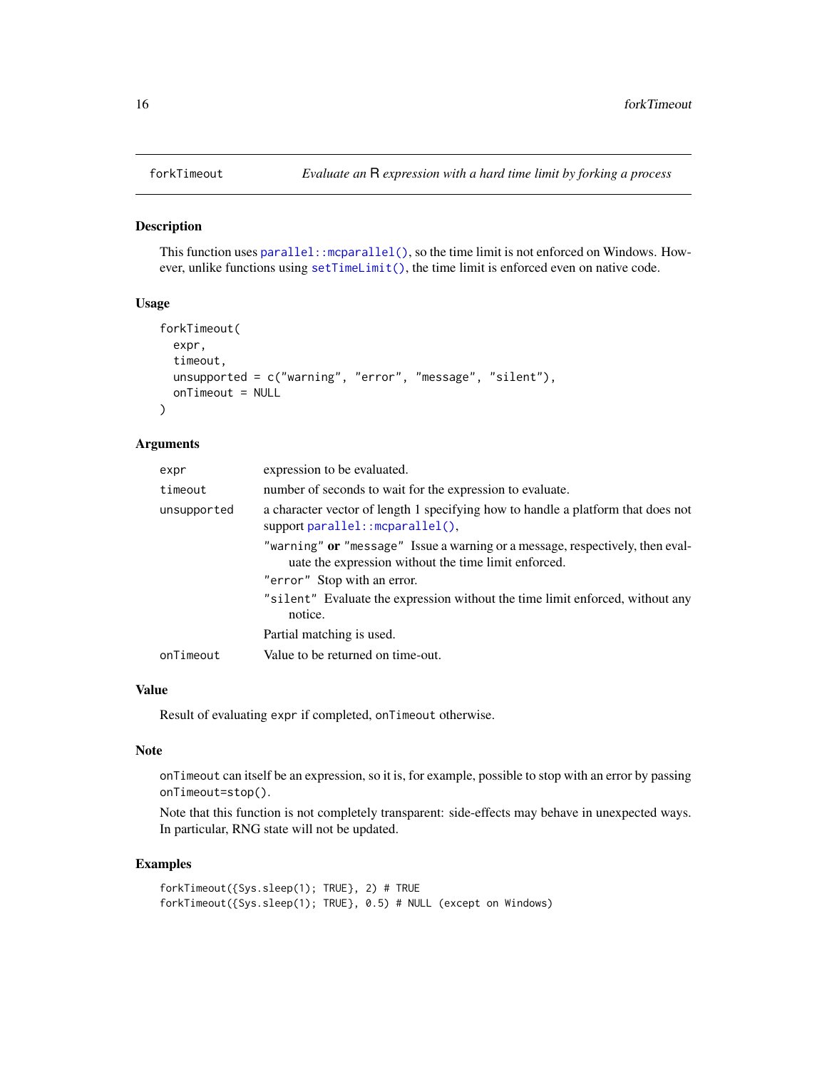## forkTimeout — *Evaluate an R expression with a hard time limit by forking a process*

### Description

This function uses `parallel::mcparallel()`, so the time limit is not enforced on Windows. However, unlike functions using `setTimeLimit()`, the time limit is enforced even on native code.

### Usage

```
forkTimeout(
  expr,
  timeout,
  unsupported = c("warning", "error", "message", "silent"),
  onTimeout = NULL
)
```

### Arguments

| Argument | Description |
|---|---|
| `expr` | expression to be evaluated. |
| `timeout` | number of seconds to wait for the expression to evaluate. |
| `unsupported` | a character vector of length 1 specifying how to handle a platform that does not support `parallel::mcparallel()`,<br>`"warning"` **or** `"message"` Issue a warning or a message, respectively, then evaluate the expression without the time limit enforced.<br>`"error"` Stop with an error.<br>`"silent"` Evaluate the expression without the time limit enforced, without any notice.<br>Partial matching is used. |
| `onTimeout` | Value to be returned on time-out. |

### Value

Result of evaluating `expr` if completed, `onTimeout` otherwise.

### Note

`onTimeout` can itself be an expression, so it is, for example, possible to stop with an error by passing `onTimeout=stop()`.

Note that this function is not completely transparent: side-effects may behave in unexpected ways. In particular, RNG state will not be updated.

### Examples

```
forkTimeout({Sys.sleep(1); TRUE}, 2) # TRUE
forkTimeout({Sys.sleep(1); TRUE}, 0.5) # NULL (except on Windows)
```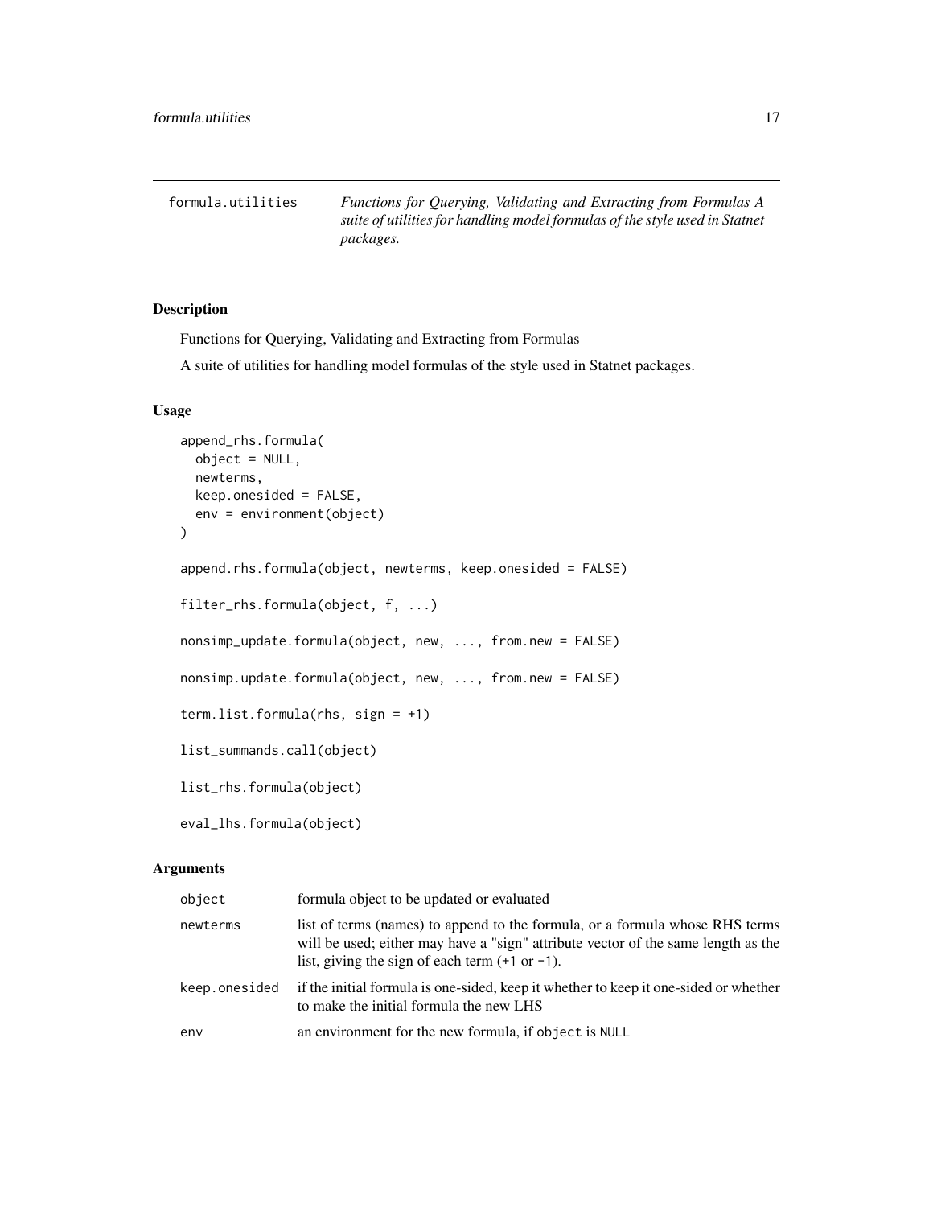| formula.utilities | *Functions for Querying, Validating and Extracting from Formulas A suite of utilities for handling model formulas of the style used in Statnet packages.* |
|---|---|

## Description

Functions for Querying, Validating and Extracting from Formulas

A suite of utilities for handling model formulas of the style used in Statnet packages.

## Usage

```
append_rhs.formula(
  object = NULL,
  newterms,
  keep.onesided = FALSE,
  env = environment(object)
)

append.rhs.formula(object, newterms, keep.onesided = FALSE)

filter_rhs.formula(object, f, ...)

nonsimp_update.formula(object, new, ..., from.new = FALSE)

nonsimp.update.formula(object, new, ..., from.new = FALSE)

term.list.formula(rhs, sign = +1)

list_summands.call(object)

list_rhs.formula(object)

eval_lhs.formula(object)
```

## Arguments

| | |
|---|---|
| `object` | formula object to be updated or evaluated |
| `newterms` | list of terms (names) to append to the formula, or a formula whose RHS terms will be used; either may have a "sign" attribute vector of the same length as the list, giving the sign of each term (`+1` or `-1`). |
| `keep.onesided` | if the initial formula is one-sided, keep it whether to keep it one-sided or whether to make the initial formula the new LHS |
| `env` | an environment for the new formula, if `object` is `NULL` |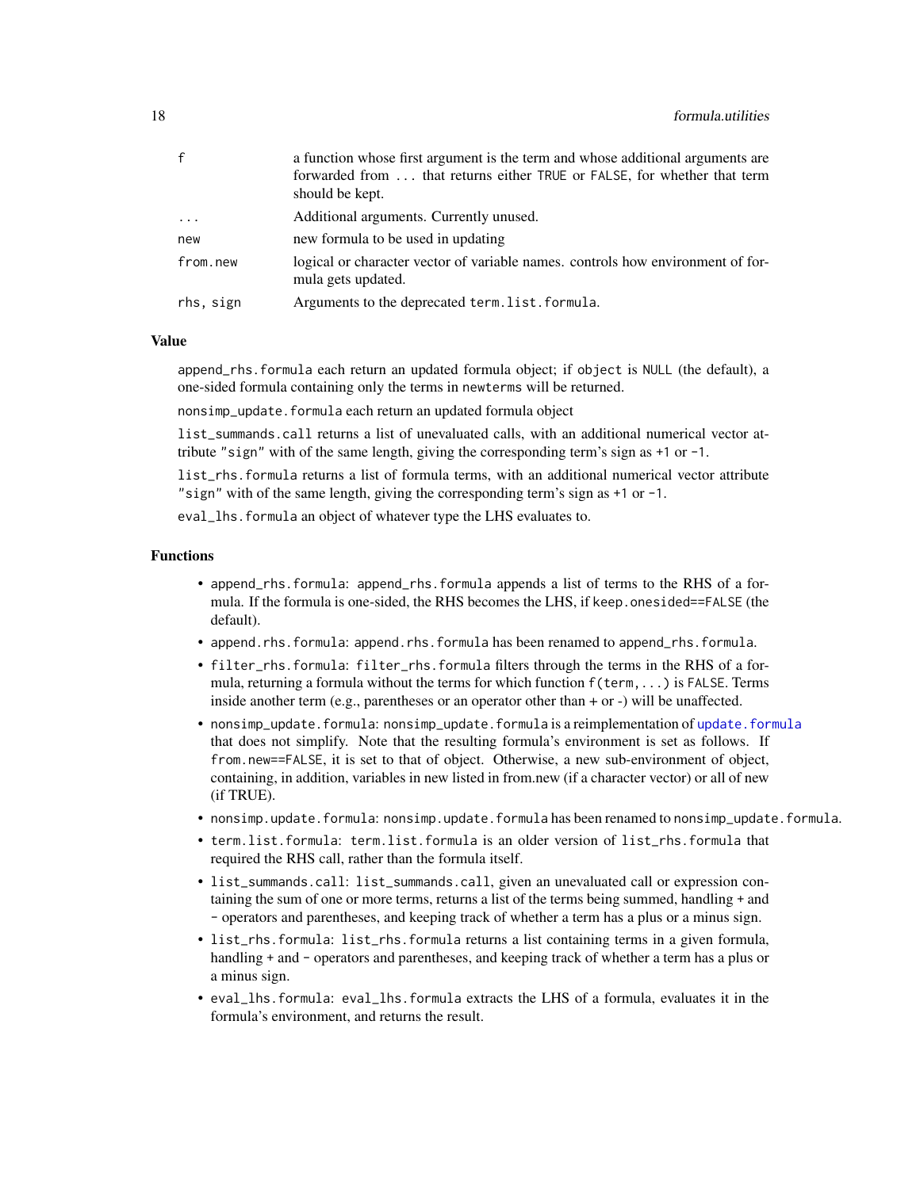| | |
|---|---|
| `f` | a function whose first argument is the term and whose additional arguments are forwarded from `...` that returns either `TRUE` or `FALSE`, for whether that term should be kept. |
| `...` | Additional arguments. Currently unused. |
| `new` | new formula to be used in updating |
| `from.new` | logical or character vector of variable names. controls how environment of formula gets updated. |
| `rhs, sign` | Arguments to the deprecated `term.list.formula`. |

### Value

`append_rhs.formula` each return an updated formula object; if `object` is `NULL` (the default), a one-sided formula containing only the terms in `newterms` will be returned.

`nonsimp_update.formula` each return an updated formula object

`list_summands.call` returns a list of unevaluated calls, with an additional numerical vector attribute `"sign"` with of the same length, giving the corresponding term's sign as `+1` or `-1`.

`list_rhs.formula` returns a list of formula terms, with an additional numerical vector attribute `"sign"` with of the same length, giving the corresponding term's sign as `+1` or `-1`.

`eval_lhs.formula` an object of whatever type the LHS evaluates to.

### Functions

- `append_rhs.formula`: `append_rhs.formula` appends a list of terms to the RHS of a formula. If the formula is one-sided, the RHS becomes the LHS, if `keep.onesided==FALSE` (the default).
- `append.rhs.formula`: `append.rhs.formula` has been renamed to `append_rhs.formula`.
- `filter_rhs.formula`: `filter_rhs.formula` filters through the terms in the RHS of a formula, returning a formula without the terms for which function `f(term,...)` is `FALSE`. Terms inside another term (e.g., parentheses or an operator other than + or -) will be unaffected.
- `nonsimp_update.formula`: `nonsimp_update.formula` is a reimplementation of `update.formula` that does not simplify. Note that the resulting formula's environment is set as follows. If `from.new==FALSE`, it is set to that of object. Otherwise, a new sub-environment of object, containing, in addition, variables in new listed in from.new (if a character vector) or all of new (if TRUE).
- `nonsimp.update.formula`: `nonsimp.update.formula` has been renamed to `nonsimp_update.formula`.
- `term.list.formula`: `term.list.formula` is an older version of `list_rhs.formula` that required the RHS call, rather than the formula itself.
- `list_summands.call`: `list_summands.call`, given an unevaluated call or expression containing the sum of one or more terms, returns a list of the terms being summed, handling `+` and `-` operators and parentheses, and keeping track of whether a term has a plus or a minus sign.
- `list_rhs.formula`: `list_rhs.formula` returns a list containing terms in a given formula, handling `+` and `-` operators and parentheses, and keeping track of whether a term has a plus or a minus sign.
- `eval_lhs.formula`: `eval_lhs.formula` extracts the LHS of a formula, evaluates it in the formula's environment, and returns the result.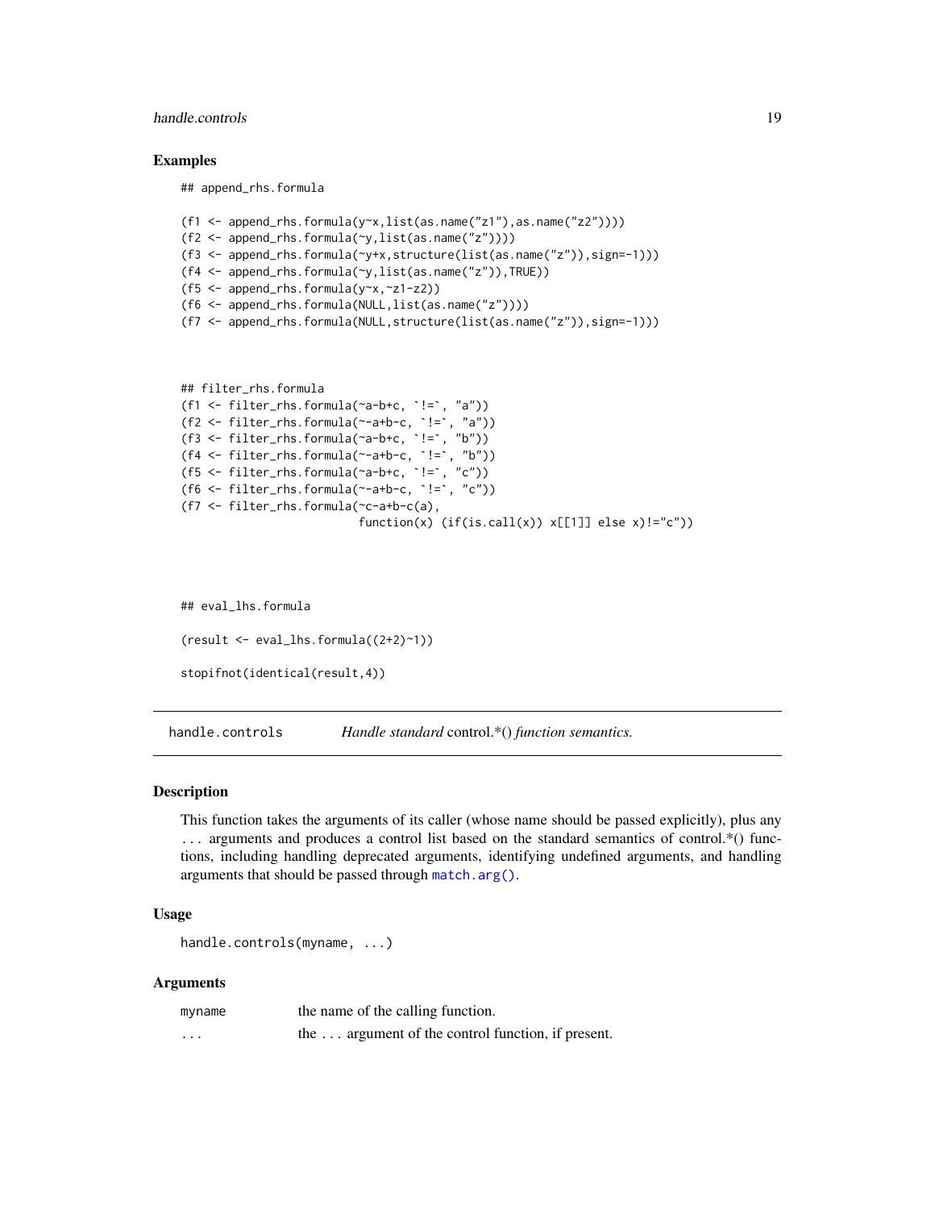### Examples

```
## append_rhs.formula

(f1 <- append_rhs.formula(y~x,list(as.name("z1"),as.name("z2"))))
(f2 <- append_rhs.formula(~y,list(as.name("z"))))
(f3 <- append_rhs.formula(~y+x,structure(list(as.name("z")),sign=-1)))
(f4 <- append_rhs.formula(~y,list(as.name("z")),TRUE))
(f5 <- append_rhs.formula(y~x,~z1-z2))
(f6 <- append_rhs.formula(NULL,list(as.name("z"))))
(f7 <- append_rhs.formula(NULL,structure(list(as.name("z")),sign=-1)))



## filter_rhs.formula
(f1 <- filter_rhs.formula(~a-b+c, `!=`, "a"))
(f2 <- filter_rhs.formula(~-a+b-c, `!=`, "a"))
(f3 <- filter_rhs.formula(~a-b+c, `!=`, "b"))
(f4 <- filter_rhs.formula(~-a+b-c, `!=`, "b"))
(f5 <- filter_rhs.formula(~a-b+c, `!=`, "c"))
(f6 <- filter_rhs.formula(~-a+b-c, `!=`, "c"))
(f7 <- filter_rhs.formula(~c-a+b-c(a),
                          function(x) (if(is.call(x)) x[[1]] else x)!="c"))




## eval_lhs.formula

(result <- eval_lhs.formula((2+2)~1))

stopifnot(identical(result,4))
```

---

## handle.controls — *Handle standard* control.*() *function semantics.*

### Description

This function takes the arguments of its caller (whose name should be passed explicitly), plus any ... arguments and produces a control list based on the standard semantics of control.*() functions, including handling deprecated arguments, identifying undefined arguments, and handling arguments that should be passed through `match.arg()`.

### Usage

```
handle.controls(myname, ...)
```

### Arguments

| | |
|---|---|
| `myname` | the name of the calling function. |
| `...` | the ... argument of the control function, if present. |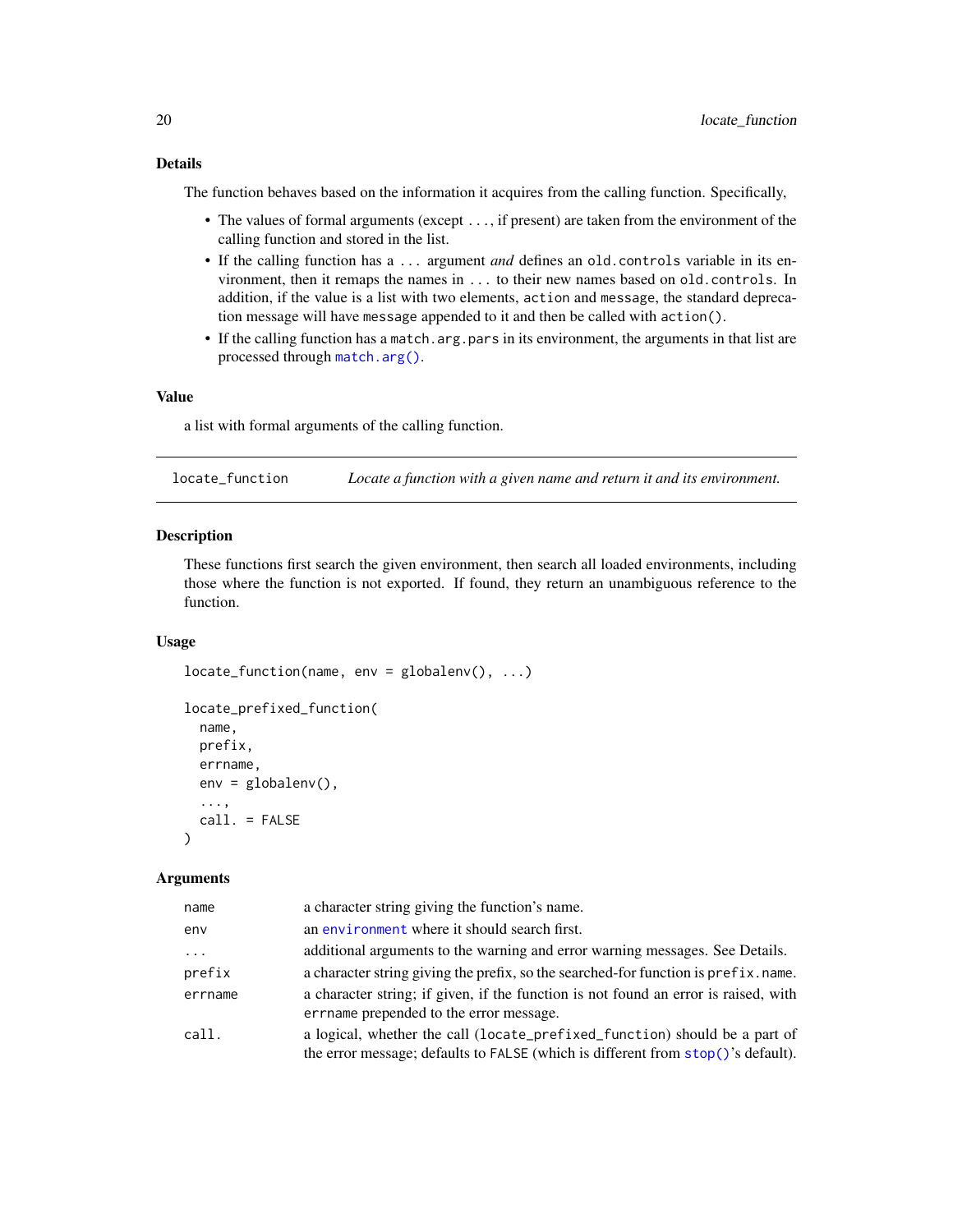### Details

The function behaves based on the information it acquires from the calling function. Specifically,

- The values of formal arguments (except `...`, if present) are taken from the environment of the calling function and stored in the list.
- If the calling function has a `...` argument *and* defines an `old.controls` variable in its environment, then it remaps the names in `...` to their new names based on `old.controls`. In addition, if the value is a list with two elements, `action` and `message`, the standard deprecation message will have `message` appended to it and then be called with `action()`.
- If the calling function has a `match.arg.pars` in its environment, the arguments in that list are processed through `match.arg()`.

### Value

a list with formal arguments of the calling function.

---

## locate_function — *Locate a function with a given name and return it and its environment.*

### Description

These functions first search the given environment, then search all loaded environments, including those where the function is not exported. If found, they return an unambiguous reference to the function.

### Usage

```
locate_function(name, env = globalenv(), ...)

locate_prefixed_function(
  name,
  prefix,
  errname,
  env = globalenv(),
  ...,
  call. = FALSE
)
```

### Arguments

| | |
|---|---|
| `name` | a character string giving the function's name. |
| `env` | an `environment` where it should search first. |
| `...` | additional arguments to the warning and error warning messages. See Details. |
| `prefix` | a character string giving the prefix, so the searched-for function is `prefix.name`. |
| `errname` | a character string; if given, if the function is not found an error is raised, with `errname` prepended to the error message. |
| `call.` | a logical, whether the call (`locate_prefixed_function`) should be a part of the error message; defaults to `FALSE` (which is different from `stop()`'s default). |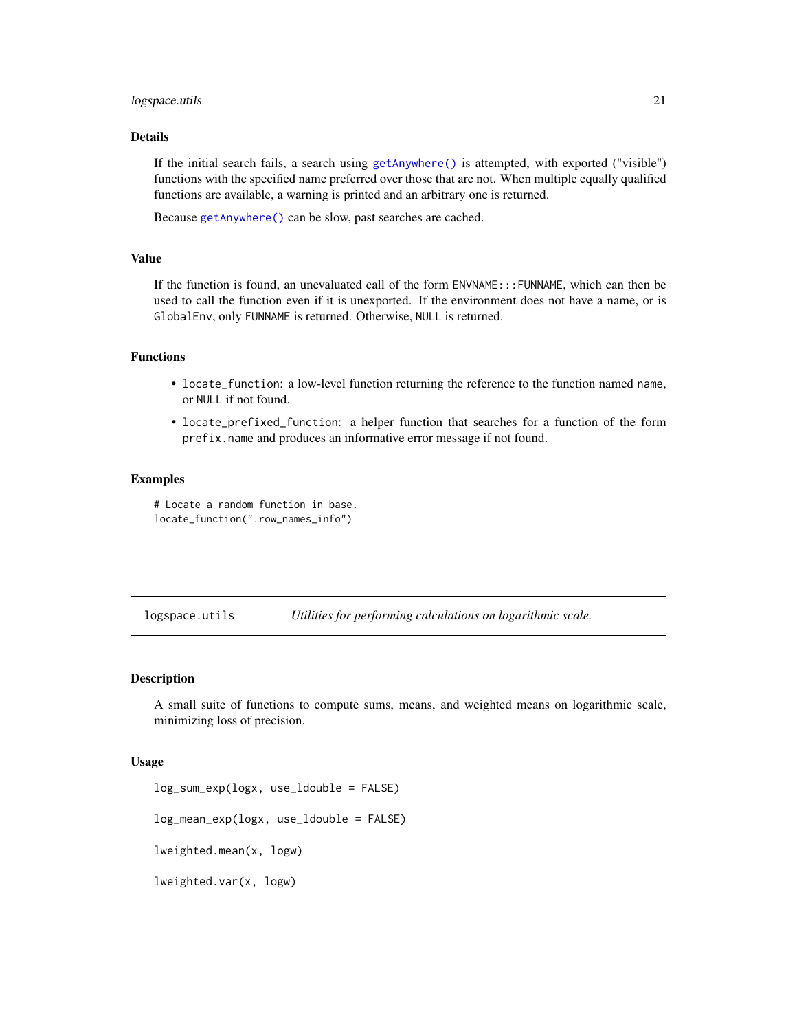### Details

If the initial search fails, a search using `getAnywhere()` is attempted, with exported ("visible") functions with the specified name preferred over those that are not. When multiple equally qualified functions are available, a warning is printed and an arbitrary one is returned.

Because `getAnywhere()` can be slow, past searches are cached.

### Value

If the function is found, an unevaluated call of the form `ENVNAME:::FUNNAME`, which can then be used to call the function even if it is unexported. If the environment does not have a name, or is `GlobalEnv`, only `FUNNAME` is returned. Otherwise, `NULL` is returned.

### Functions

- `locate_function`: a low-level function returning the reference to the function named `name`, or `NULL` if not found.
- `locate_prefixed_function`: a helper function that searches for a function of the form `prefix.name` and produces an informative error message if not found.

### Examples

```
# Locate a random function in base.
locate_function(".row_names_info")
```

---

## logspace.utils — *Utilities for performing calculations on logarithmic scale.*

---

### Description

A small suite of functions to compute sums, means, and weighted means on logarithmic scale, minimizing loss of precision.

### Usage

```
log_sum_exp(logx, use_ldouble = FALSE)

log_mean_exp(logx, use_ldouble = FALSE)

lweighted.mean(x, logw)

lweighted.var(x, logw)
```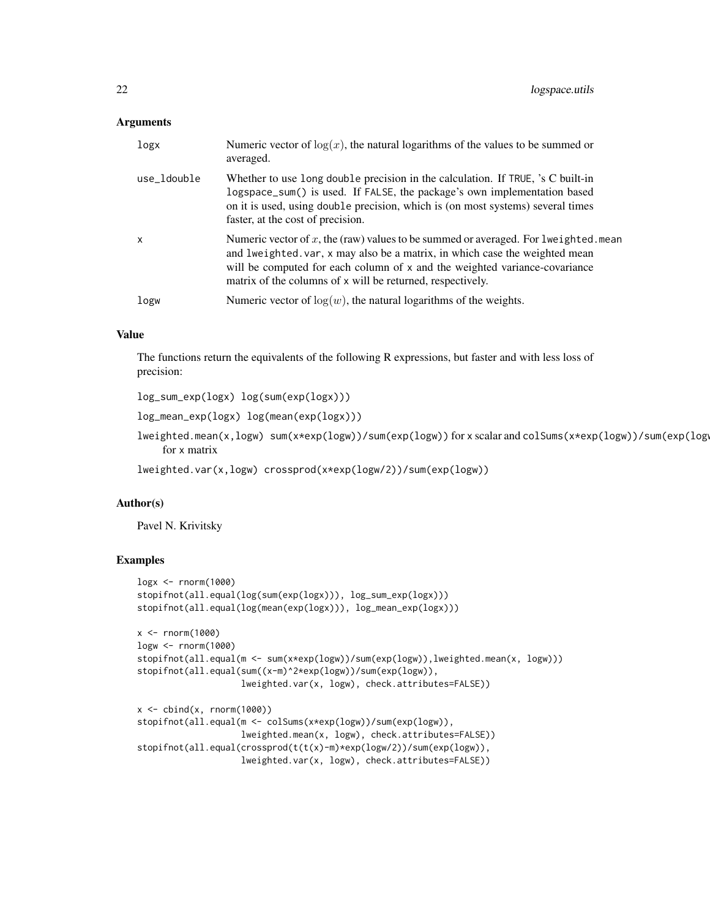### Arguments

| | |
|---|---|
| logx | Numeric vector of $\log(x)$, the natural logarithms of the values to be summed or averaged. |
| use_ldouble | Whether to use long double precision in the calculation. If TRUE, 's C built-in logspace_sum() is used. If FALSE, the package's own implementation based on it is used, using double precision, which is (on most systems) several times faster, at the cost of precision. |
| x | Numeric vector of $x$, the (raw) values to be summed or averaged. For lweighted.mean and lweighted.var, x may also be a matrix, in which case the weighted mean will be computed for each column of x and the weighted variance-covariance matrix of the columns of x will be returned, respectively. |
| logw | Numeric vector of $\log(w)$, the natural logarithms of the weights. |

### Value

The functions return the equivalents of the following R expressions, but faster and with less loss of precision:

log_sum_exp(logx) log(sum(exp(logx)))

log_mean_exp(logx) log(mean(exp(logx)))

lweighted.mean(x,logw) sum(x*exp(logw))/sum(exp(logw)) for x scalar and colSums(x*exp(logw))/sum(exp(logw)) for x matrix

lweighted.var(x,logw) crossprod(x*exp(logw/2))/sum(exp(logw))

### Author(s)

Pavel N. Krivitsky

### Examples

```
logx <- rnorm(1000)
stopifnot(all.equal(log(sum(exp(logx))), log_sum_exp(logx)))
stopifnot(all.equal(log(mean(exp(logx))), log_mean_exp(logx)))

x <- rnorm(1000)
logw <- rnorm(1000)
stopifnot(all.equal(m <- sum(x*exp(logw))/sum(exp(logw)),lweighted.mean(x, logw)))
stopifnot(all.equal(sum((x-m)^2*exp(logw))/sum(exp(logw)),
                    lweighted.var(x, logw), check.attributes=FALSE))

x <- cbind(x, rnorm(1000))
stopifnot(all.equal(m <- colSums(x*exp(logw))/sum(exp(logw)),
                    lweighted.mean(x, logw), check.attributes=FALSE))
stopifnot(all.equal(crossprod(t(t(x)-m)*exp(logw/2))/sum(exp(logw)),
                    lweighted.var(x, logw), check.attributes=FALSE))
```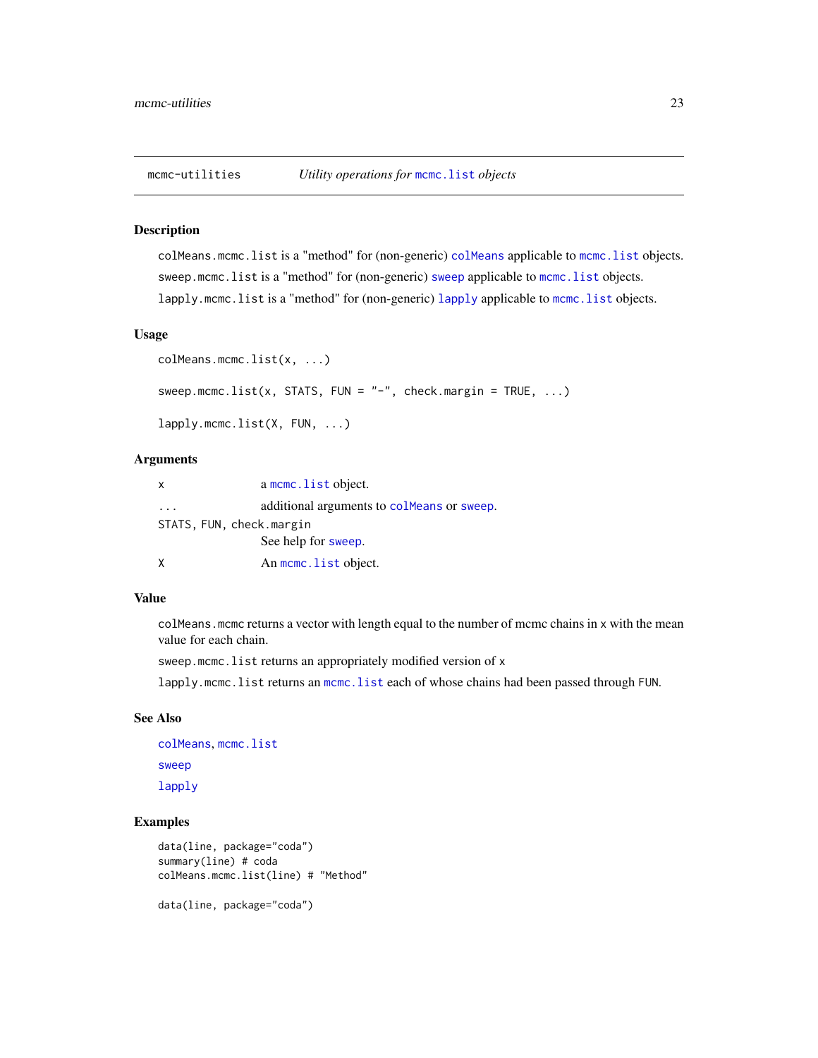# mcmc-utilities — *Utility operations for* `mcmc.list` *objects*

## Description

`colMeans.mcmc.list` is a "method" for (non-generic) `colMeans` applicable to `mcmc.list` objects.

`sweep.mcmc.list` is a "method" for (non-generic) `sweep` applicable to `mcmc.list` objects.

`lapply.mcmc.list` is a "method" for (non-generic) `lapply` applicable to `mcmc.list` objects.

## Usage

```
colMeans.mcmc.list(x, ...)

sweep.mcmc.list(x, STATS, FUN = "-", check.margin = TRUE, ...)

lapply.mcmc.list(X, FUN, ...)
```

## Arguments

| | |
|---|---|
| `x` | a `mcmc.list` object. |
| `...` | additional arguments to `colMeans` or `sweep`. |
| `STATS, FUN, check.margin` | See help for `sweep`. |
| `X` | An `mcmc.list` object. |

## Value

`colMeans.mcmc` returns a vector with length equal to the number of mcmc chains in `x` with the mean value for each chain.

`sweep.mcmc.list` returns an appropriately modified version of `x`

`lapply.mcmc.list` returns an `mcmc.list` each of whose chains had been passed through `FUN`.

## See Also

`colMeans`, `mcmc.list`

`sweep`

`lapply`

## Examples

```
data(line, package="coda")
summary(line) # coda
colMeans.mcmc.list(line) # "Method"

data(line, package="coda")
```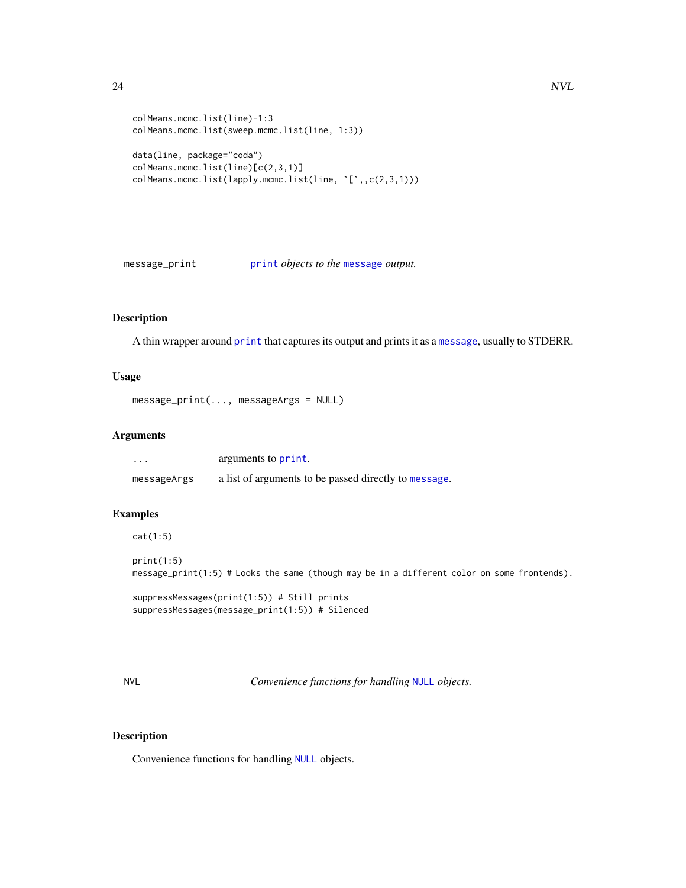```
colMeans.mcmc.list(line)-1:3
colMeans.mcmc.list(sweep.mcmc.list(line, 1:3))

data(line, package="coda")
colMeans.mcmc.list(line)[c(2,3,1)]
colMeans.mcmc.list(lapply.mcmc.list(line, `[`,,c(2,3,1)))
```

## message_print — *print objects to the message output.*

### Description

A thin wrapper around `print` that captures its output and prints it as a `message`, usually to STDERR.

### Usage

```
message_print(..., messageArgs = NULL)
```

### Arguments

| | |
|---|---|
| `...` | arguments to `print`. |
| `messageArgs` | a list of arguments to be passed directly to `message`. |

### Examples

```
cat(1:5)

print(1:5)
message_print(1:5) # Looks the same (though may be in a different color on some frontends).

suppressMessages(print(1:5)) # Still prints
suppressMessages(message_print(1:5)) # Silenced
```

## NVL — *Convenience functions for handling NULL objects.*

### Description

Convenience functions for handling `NULL` objects.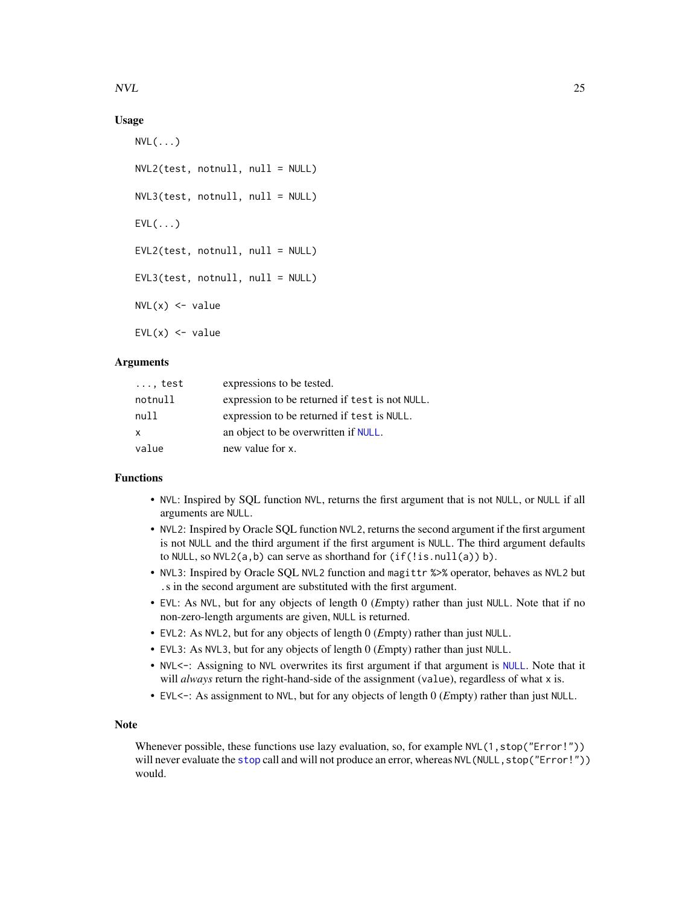### Usage

```
NVL(...)

NVL2(test, notnull, null = NULL)

NVL3(test, notnull, null = NULL)

EVL(...)

EVL2(test, notnull, null = NULL)

EVL3(test, notnull, null = NULL)

NVL(x) <- value

EVL(x) <- value
```

### Arguments

| | |
|---|---|
| `..., test` | expressions to be tested. |
| `notnull` | expression to be returned if `test` is not `NULL`. |
| `null` | expression to be returned if `test` is `NULL`. |
| `x` | an object to be overwritten if `NULL`. |
| `value` | new value for `x`. |

### Functions

- `NVL`: Inspired by SQL function `NVL`, returns the first argument that is not `NULL`, or `NULL` if all arguments are `NULL`.
- `NVL2`: Inspired by Oracle SQL function `NVL2`, returns the second argument if the first argument is not `NULL` and the third argument if the first argument is `NULL`. The third argument defaults to `NULL`, so `NVL2(a,b)` can serve as shorthand for `(if(!is.null(a)) b)`.
- `NVL3`: Inspired by Oracle SQL `NVL2` function and `magittr` `%>%` operator, behaves as `NVL2` but `.`s in the second argument are substituted with the first argument.
- `EVL`: As `NVL`, but for any objects of length 0 (*E*mpty) rather than just `NULL`. Note that if no non-zero-length arguments are given, `NULL` is returned.
- `EVL2`: As `NVL2`, but for any objects of length 0 (*E*mpty) rather than just `NULL`.
- `EVL3`: As `NVL3`, but for any objects of length 0 (*E*mpty) rather than just `NULL`.
- `NVL<-`: Assigning to `NVL` overwrites its first argument if that argument is `NULL`. Note that it will *always* return the right-hand-side of the assignment (`value`), regardless of what `x` is.
- `EVL<-`: As assignment to `NVL`, but for any objects of length 0 (*E*mpty) rather than just `NULL`.

### Note

Whenever possible, these functions use lazy evaluation, so, for example `NVL(1,stop("Error!"))` will never evaluate the `stop` call and will not produce an error, whereas `NVL(NULL,stop("Error!"))` would.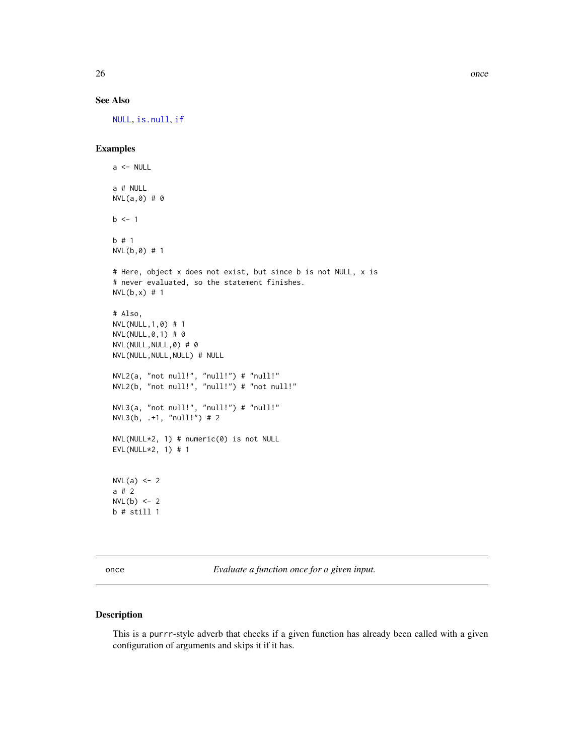## See Also

NULL, is.null, if

## Examples

```
a <- NULL

a # NULL
NVL(a,0) # 0

b <- 1

b # 1
NVL(b,0) # 1

# Here, object x does not exist, but since b is not NULL, x is
# never evaluated, so the statement finishes.
NVL(b,x) # 1

# Also,
NVL(NULL,1,0) # 1
NVL(NULL,0,1) # 0
NVL(NULL,NULL,0) # 0
NVL(NULL,NULL,NULL) # NULL

NVL2(a, "not null!", "null!") # "null!"
NVL2(b, "not null!", "null!") # "not null!"

NVL3(a, "not null!", "null!") # "null!"
NVL3(b, .+1, "null!") # 2

NVL(NULL*2, 1) # numeric(0) is not NULL
EVL(NULL*2, 1) # 1


NVL(a) <- 2
a # 2
NVL(b) <- 2
b # still 1
```

---

# once — *Evaluate a function once for a given input.*

## Description

This is a purrr-style adverb that checks if a given function has already been called with a given configuration of arguments and skips it if it has.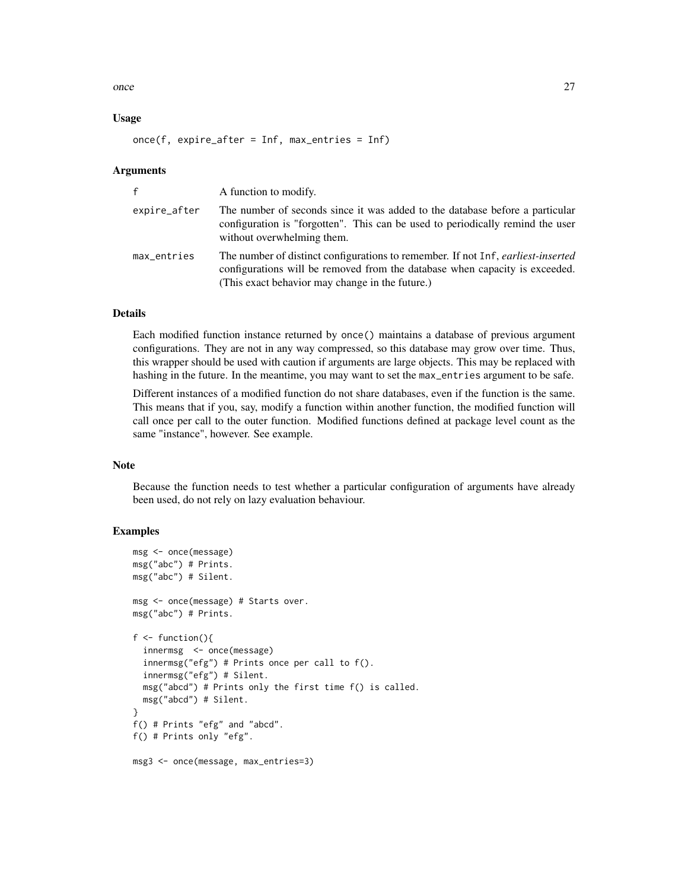### Usage

```
once(f, expire_after = Inf, max_entries = Inf)
```

### Arguments

| | |
|---|---|
| f | A function to modify. |
| expire_after | The number of seconds since it was added to the database before a particular configuration is "forgotten". This can be used to periodically remind the user without overwhelming them. |
| max_entries | The number of distinct configurations to remember. If not `Inf`, *earliest-inserted* configurations will be removed from the database when capacity is exceeded. (This exact behavior may change in the future.) |

### Details

Each modified function instance returned by `once()` maintains a database of previous argument configurations. They are not in any way compressed, so this database may grow over time. Thus, this wrapper should be used with caution if arguments are large objects. This may be replaced with hashing in the future. In the meantime, you may want to set the `max_entries` argument to be safe.

Different instances of a modified function do not share databases, even if the function is the same. This means that if you, say, modify a function within another function, the modified function will call once per call to the outer function. Modified functions defined at package level count as the same "instance", however. See example.

### Note

Because the function needs to test whether a particular configuration of arguments have already been used, do not rely on lazy evaluation behaviour.

### Examples

```
msg <- once(message)
msg("abc") # Prints.
msg("abc") # Silent.

msg <- once(message) # Starts over.
msg("abc") # Prints.

f <- function(){
  innermsg  <- once(message)
  innermsg("efg") # Prints once per call to f().
  innermsg("efg") # Silent.
  msg("abcd") # Prints only the first time f() is called.
  msg("abcd") # Silent.
}
f() # Prints "efg" and "abcd".
f() # Prints only "efg".

msg3 <- once(message, max_entries=3)
```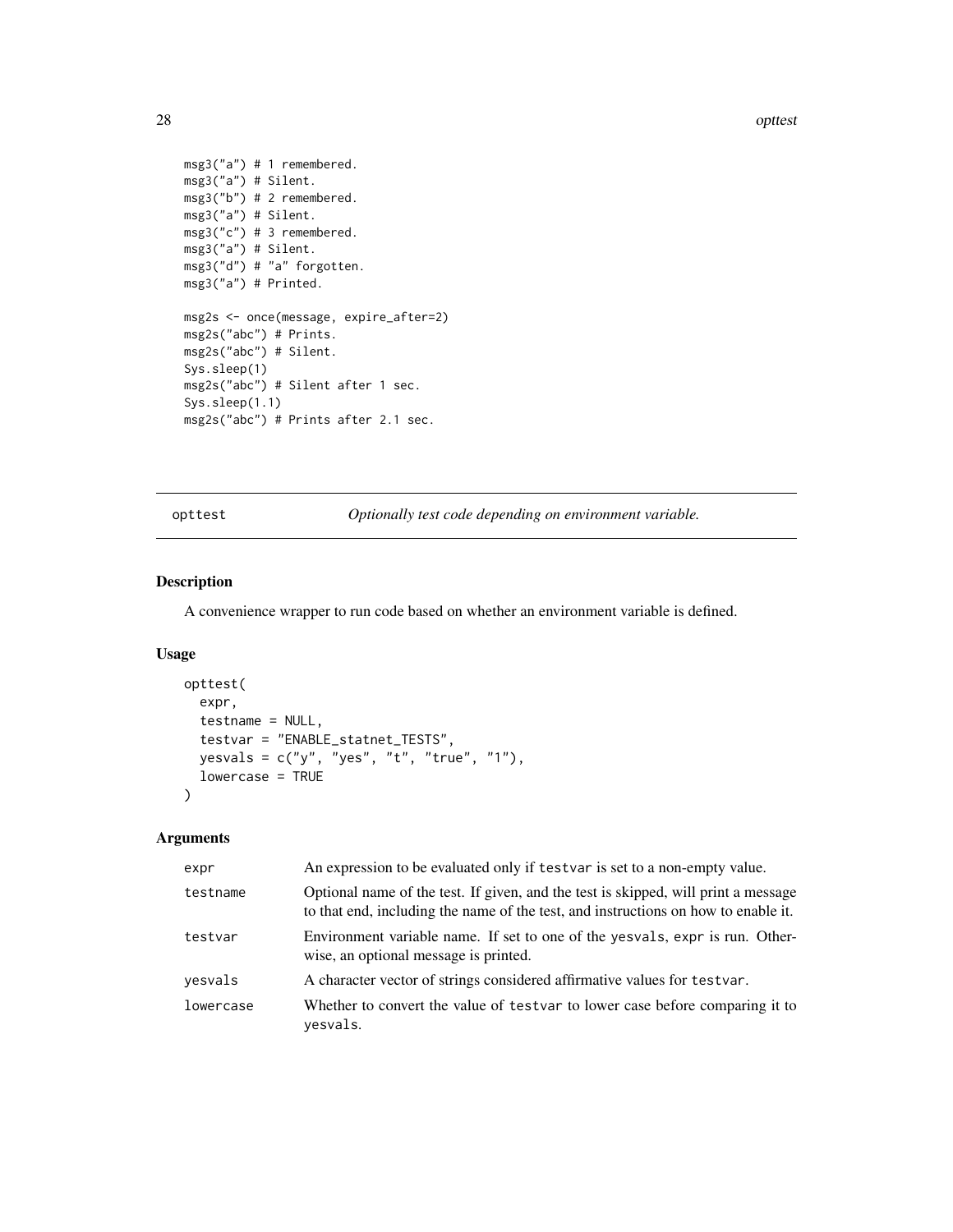```
msg3("a") # 1 remembered.
msg3("a") # Silent.
msg3("b") # 2 remembered.
msg3("a") # Silent.
msg3("c") # 3 remembered.
msg3("a") # Silent.
msg3("d") # "a" forgotten.
msg3("a") # Printed.

msg2s <- once(message, expire_after=2)
msg2s("abc") # Prints.
msg2s("abc") # Silent.
Sys.sleep(1)
msg2s("abc") # Silent after 1 sec.
Sys.sleep(1.1)
msg2s("abc") # Prints after 2.1 sec.
```

## opttest — *Optionally test code depending on environment variable.*

### Description

A convenience wrapper to run code based on whether an environment variable is defined.

### Usage

```
opttest(
  expr,
  testname = NULL,
  testvar = "ENABLE_statnet_TESTS",
  yesvals = c("y", "yes", "t", "true", "1"),
  lowercase = TRUE
)
```

### Arguments

| | |
|---|---|
| expr | An expression to be evaluated only if `testvar` is set to a non-empty value. |
| testname | Optional name of the test. If given, and the test is skipped, will print a message to that end, including the name of the test, and instructions on how to enable it. |
| testvar | Environment variable name. If set to one of the `yesvals`, `expr` is run. Otherwise, an optional message is printed. |
| yesvals | A character vector of strings considered affirmative values for `testvar`. |
| lowercase | Whether to convert the value of `testvar` to lower case before comparing it to `yesvals`. |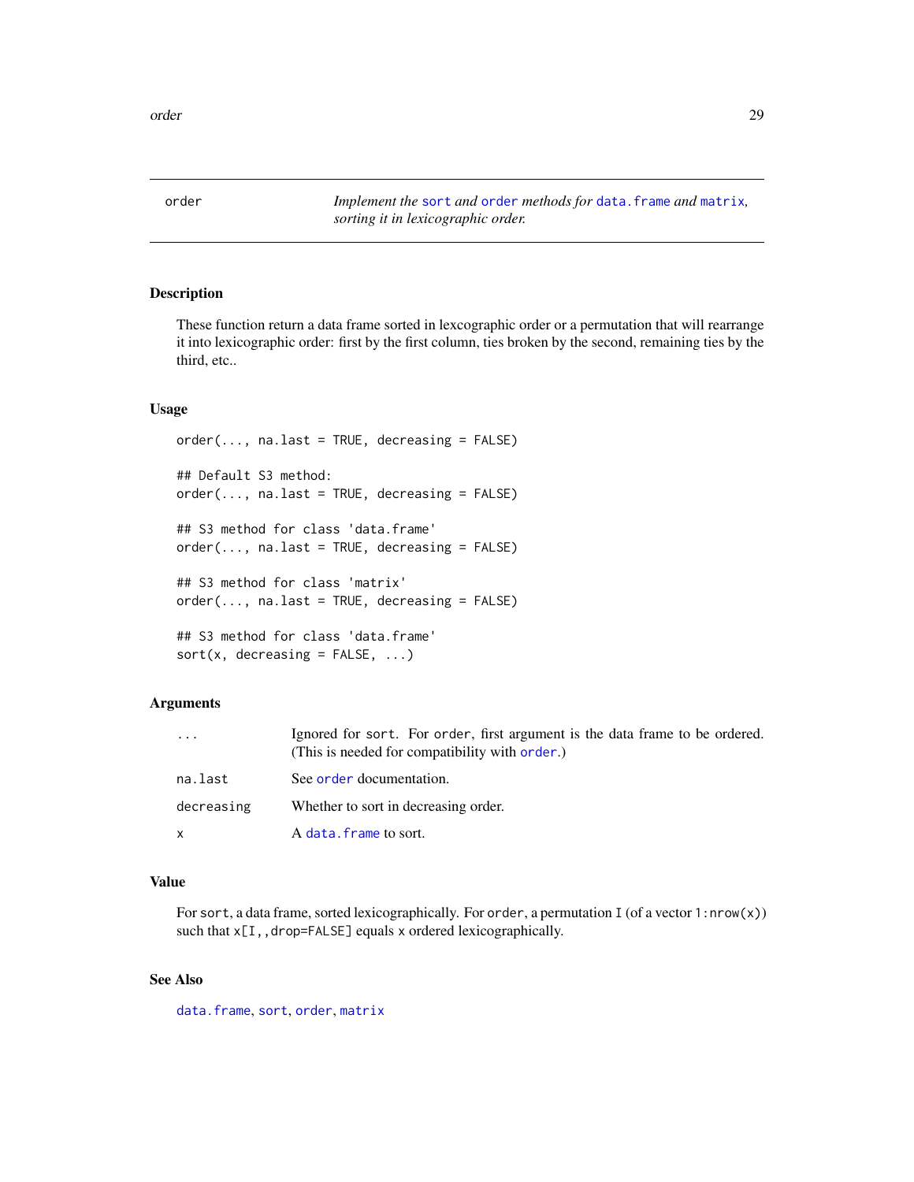order *Implement the sort and order methods for data.frame and matrix, sorting it in lexicographic order.*

## Description

These function return a data frame sorted in lexcographic order or a permutation that will rearrange it into lexicographic order: first by the first column, ties broken by the second, remaining ties by the third, etc..

## Usage

```
order(..., na.last = TRUE, decreasing = FALSE)

## Default S3 method:
order(..., na.last = TRUE, decreasing = FALSE)

## S3 method for class 'data.frame'
order(..., na.last = TRUE, decreasing = FALSE)

## S3 method for class 'matrix'
order(..., na.last = TRUE, decreasing = FALSE)

## S3 method for class 'data.frame'
sort(x, decreasing = FALSE, ...)
```

## Arguments

| | |
|---|---|
| `...` | Ignored for `sort`. For `order`, first argument is the data frame to be ordered. (This is needed for compatibility with `order`.) |
| `na.last` | See `order` documentation. |
| `decreasing` | Whether to sort in decreasing order. |
| `x` | A `data.frame` to sort. |

## Value

For `sort`, a data frame, sorted lexicographically. For `order`, a permutation `I` (of a vector `1:nrow(x)`) such that `x[I,,drop=FALSE]` equals `x` ordered lexicographically.

## See Also

`data.frame`, `sort`, `order`, `matrix`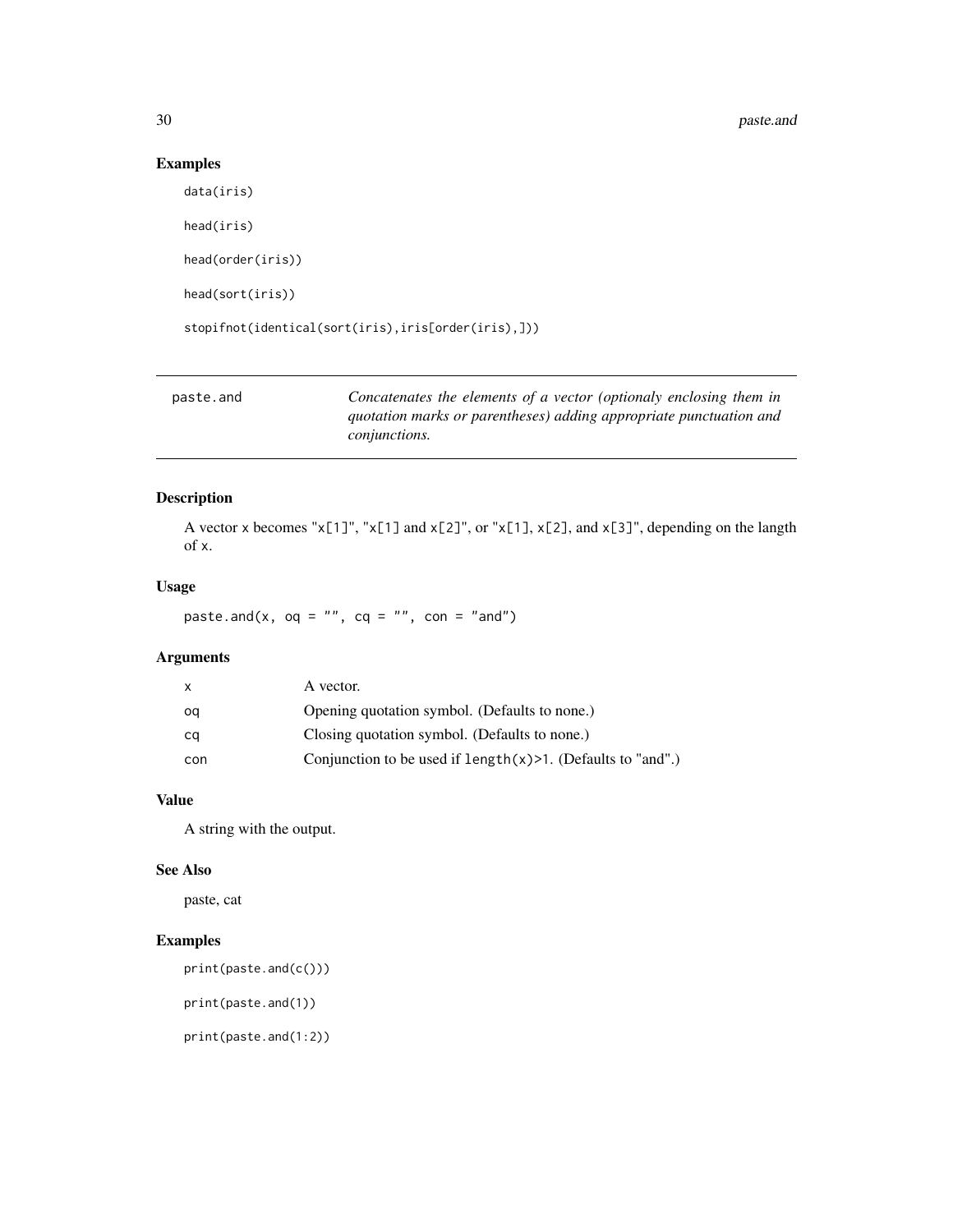## Examples

```
data(iris)

head(iris)

head(order(iris))

head(sort(iris))

stopifnot(identical(sort(iris),iris[order(iris),]))
```

---

# paste.and — *Concatenates the elements of a vector (optionaly enclosing them in quotation marks or parentheses) adding appropriate punctuation and conjunctions.*

---

## Description

A vector x becomes "x[1]", "x[1] and x[2]", or "x[1], x[2], and x[3]", depending on the langth of x.

## Usage

```
paste.and(x, oq = "", cq = "", con = "and")
```

## Arguments

| | |
|---|---|
| x | A vector. |
| oq | Opening quotation symbol. (Defaults to none.) |
| cq | Closing quotation symbol. (Defaults to none.) |
| con | Conjunction to be used if `length(x)>1`. (Defaults to "and".) |

## Value

A string with the output.

## See Also

paste, cat

## Examples

```
print(paste.and(c()))

print(paste.and(1))

print(paste.and(1:2))
```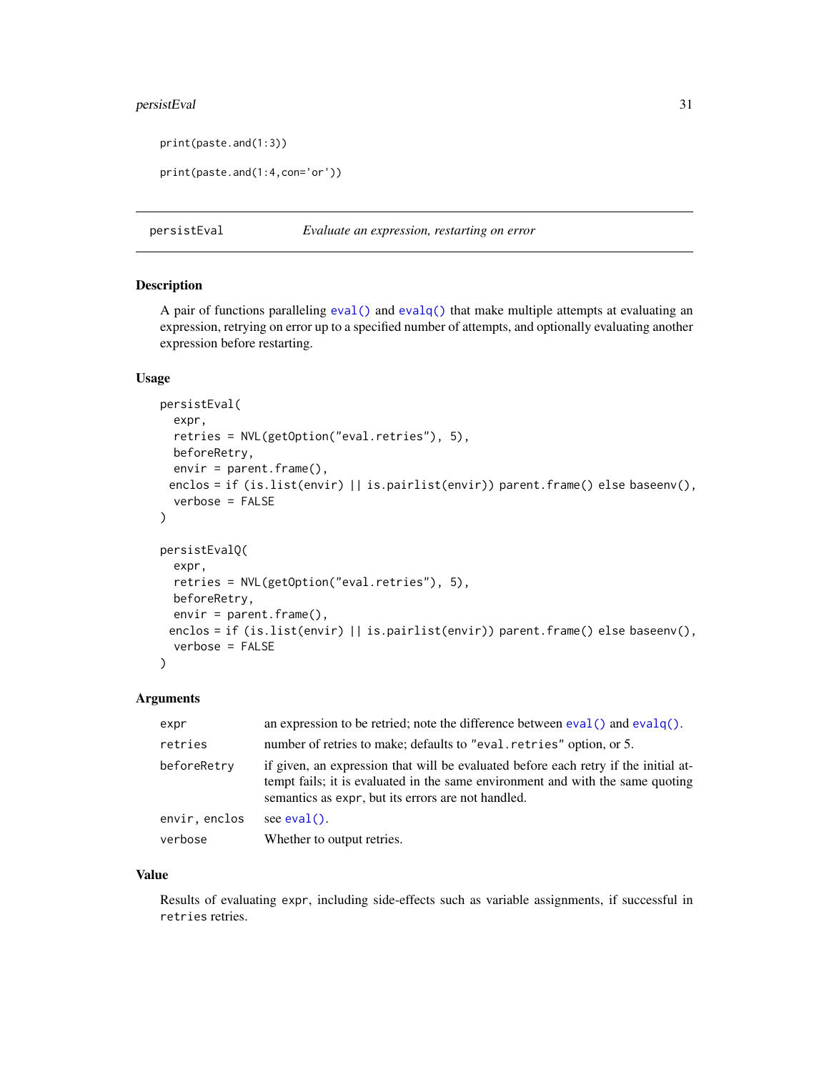```
print(paste.and(1:3))

print(paste.and(1:4,con='or'))
```

## persistEval — *Evaluate an expression, restarting on error*

### Description

A pair of functions paralleling `eval()` and `evalq()` that make multiple attempts at evaluating an expression, retrying on error up to a specified number of attempts, and optionally evaluating another expression before restarting.

### Usage

```
persistEval(
  expr,
  retries = NVL(getOption("eval.retries"), 5),
  beforeRetry,
  envir = parent.frame(),
 enclos = if (is.list(envir) || is.pairlist(envir)) parent.frame() else baseenv(),
  verbose = FALSE
)

persistEvalQ(
  expr,
  retries = NVL(getOption("eval.retries"), 5),
  beforeRetry,
  envir = parent.frame(),
 enclos = if (is.list(envir) || is.pairlist(envir)) parent.frame() else baseenv(),
  verbose = FALSE
)
```

### Arguments

| | |
|---|---|
| `expr` | an expression to be retried; note the difference between `eval()` and `evalq()`. |
| `retries` | number of retries to make; defaults to `"eval.retries"` option, or 5. |
| `beforeRetry` | if given, an expression that will be evaluated before each retry if the initial attempt fails; it is evaluated in the same environment and with the same quoting semantics as `expr`, but its errors are not handled. |
| `envir, enclos` | see `eval()`. |
| `verbose` | Whether to output retries. |

### Value

Results of evaluating `expr`, including side-effects such as variable assignments, if successful in `retries` retries.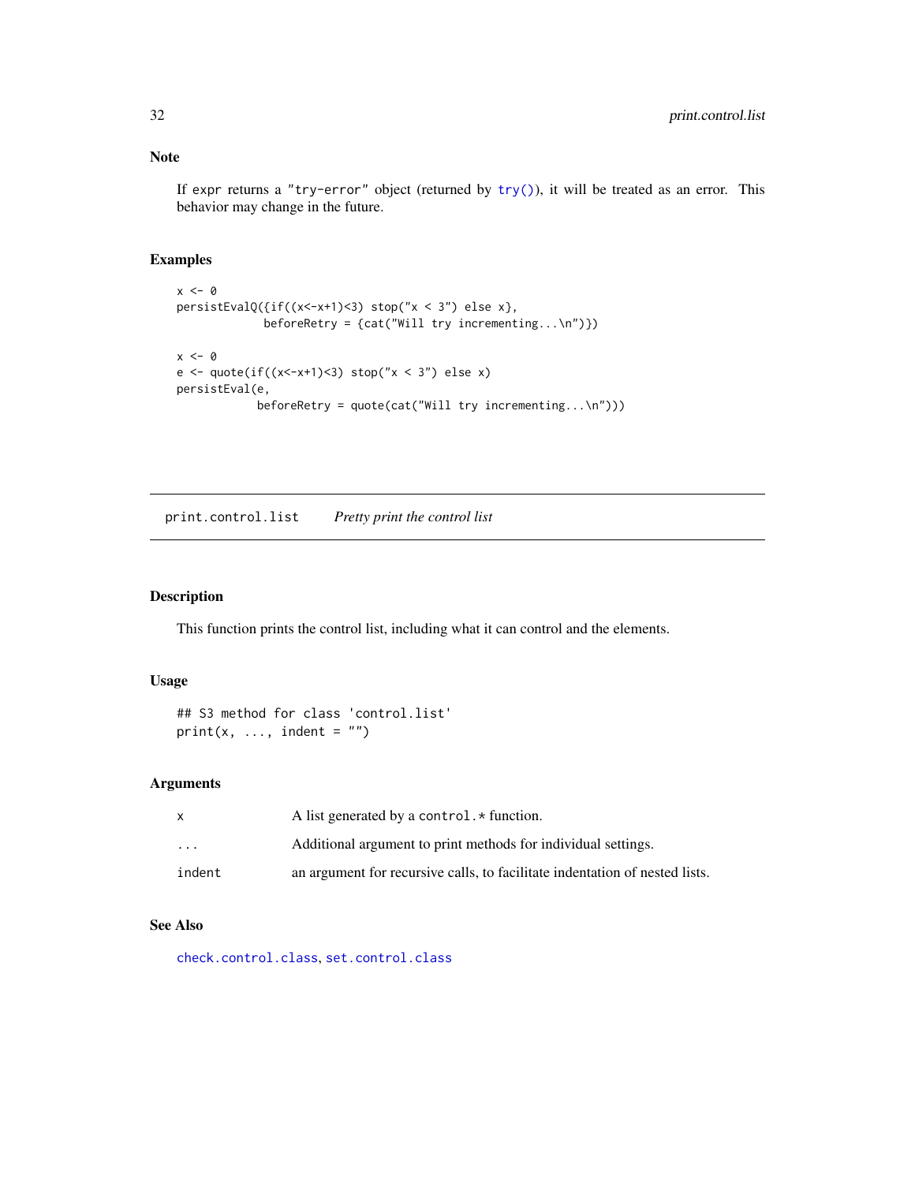## Note

If expr returns a "try-error" object (returned by try()), it will be treated as an error. This behavior may change in the future.

## Examples

```
x <- 0
persistEvalQ({if((x<-x+1)<3) stop("x < 3") else x},
             beforeRetry = {cat("Will try incrementing...\n")})

x <- 0
e <- quote(if((x<-x+1)<3) stop("x < 3") else x)
persistEval(e,
            beforeRetry = quote(cat("Will try incrementing...\n")))
```

---

# print.control.list    *Pretty print the control list*

---

## Description

This function prints the control list, including what it can control and the elements.

## Usage

```
## S3 method for class 'control.list'
print(x, ..., indent = "")
```

## Arguments

| | |
|---|---|
| x | A list generated by a control.* function. |
| ... | Additional argument to print methods for individual settings. |
| indent | an argument for recursive calls, to facilitate indentation of nested lists. |

## See Also

check.control.class, set.control.class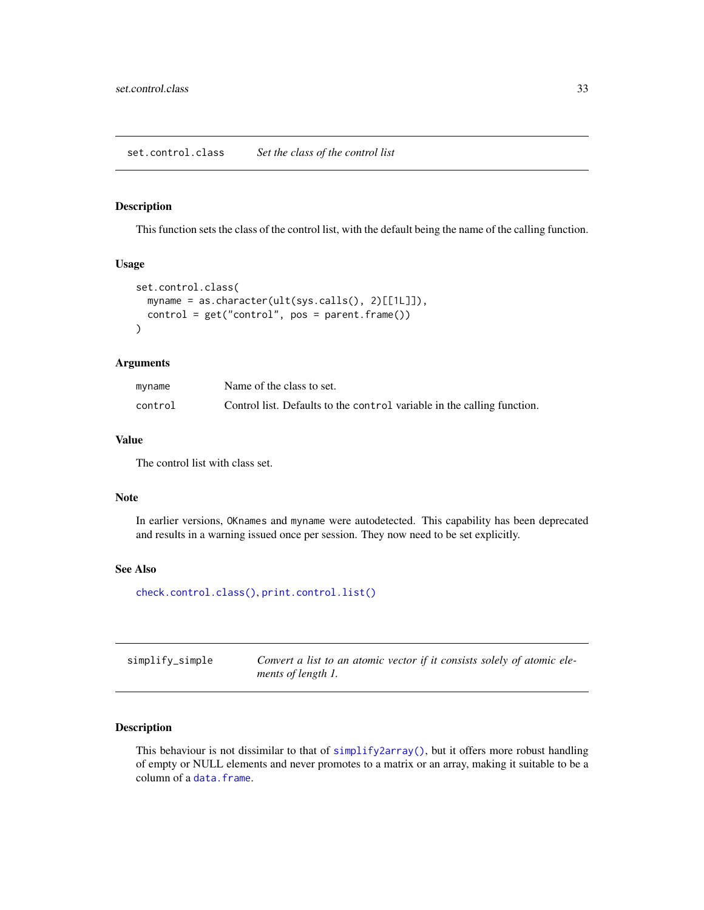## set.control.class — *Set the class of the control list*

### Description

This function sets the class of the control list, with the default being the name of the calling function.

### Usage

```
set.control.class(
  myname = as.character(ult(sys.calls(), 2)[[1L]]),
  control = get("control", pos = parent.frame())
)
```

### Arguments

| | |
|---|---|
| `myname` | Name of the class to set. |
| `control` | Control list. Defaults to the `control` variable in the calling function. |

### Value

The control list with class set.

### Note

In earlier versions, `OKnames` and `myname` were autodetected. This capability has been deprecated and results in a warning issued once per session. They now need to be set explicitly.

### See Also

`check.control.class()`, `print.control.list()`

## simplify_simple — *Convert a list to an atomic vector if it consists solely of atomic elements of length 1.*

### Description

This behaviour is not dissimilar to that of `simplify2array()`, but it offers more robust handling of empty or NULL elements and never promotes to a matrix or an array, making it suitable to be a column of a `data.frame`.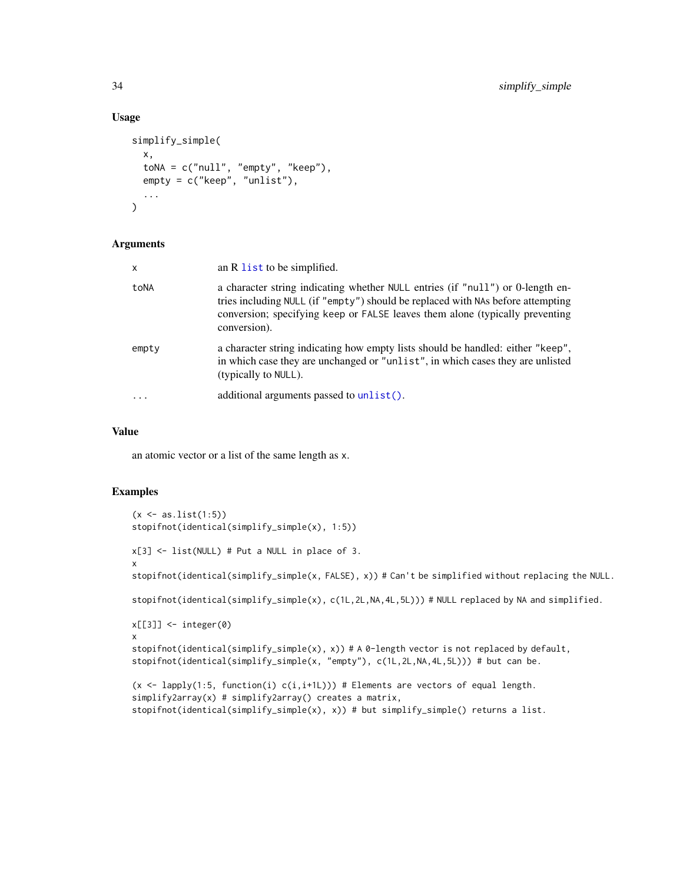### Usage

```
simplify_simple(
  x,
  toNA = c("null", "empty", "keep"),
  empty = c("keep", "unlist"),
  ...
)
```

### Arguments

| | |
|---|---|
| x | an R `list` to be simplified. |
| toNA | a character string indicating whether `NULL` entries (if `"null"`) or 0-length entries including `NULL` (if `"empty"`) should be replaced with `NA`s before attempting conversion; specifying `keep` or `FALSE` leaves them alone (typically preventing conversion). |
| empty | a character string indicating how empty lists should be handled: either `"keep"`, in which case they are unchanged or `"unlist"`, in which cases they are unlisted (typically to `NULL`). |
| ... | additional arguments passed to `unlist()`. |

### Value

an atomic vector or a list of the same length as `x`.

### Examples

```
(x <- as.list(1:5))
stopifnot(identical(simplify_simple(x), 1:5))

x[3] <- list(NULL) # Put a NULL in place of 3.
x
stopifnot(identical(simplify_simple(x, FALSE), x)) # Can't be simplified without replacing the NULL.

stopifnot(identical(simplify_simple(x), c(1L,2L,NA,4L,5L))) # NULL replaced by NA and simplified.

x[[3]] <- integer(0)
x
stopifnot(identical(simplify_simple(x), x)) # A 0-length vector is not replaced by default,
stopifnot(identical(simplify_simple(x, "empty"), c(1L,2L,NA,4L,5L))) # but can be.

(x <- lapply(1:5, function(i) c(i,i+1L))) # Elements are vectors of equal length.
simplify2array(x) # simplify2array() creates a matrix,
stopifnot(identical(simplify_simple(x), x)) # but simplify_simple() returns a list.
```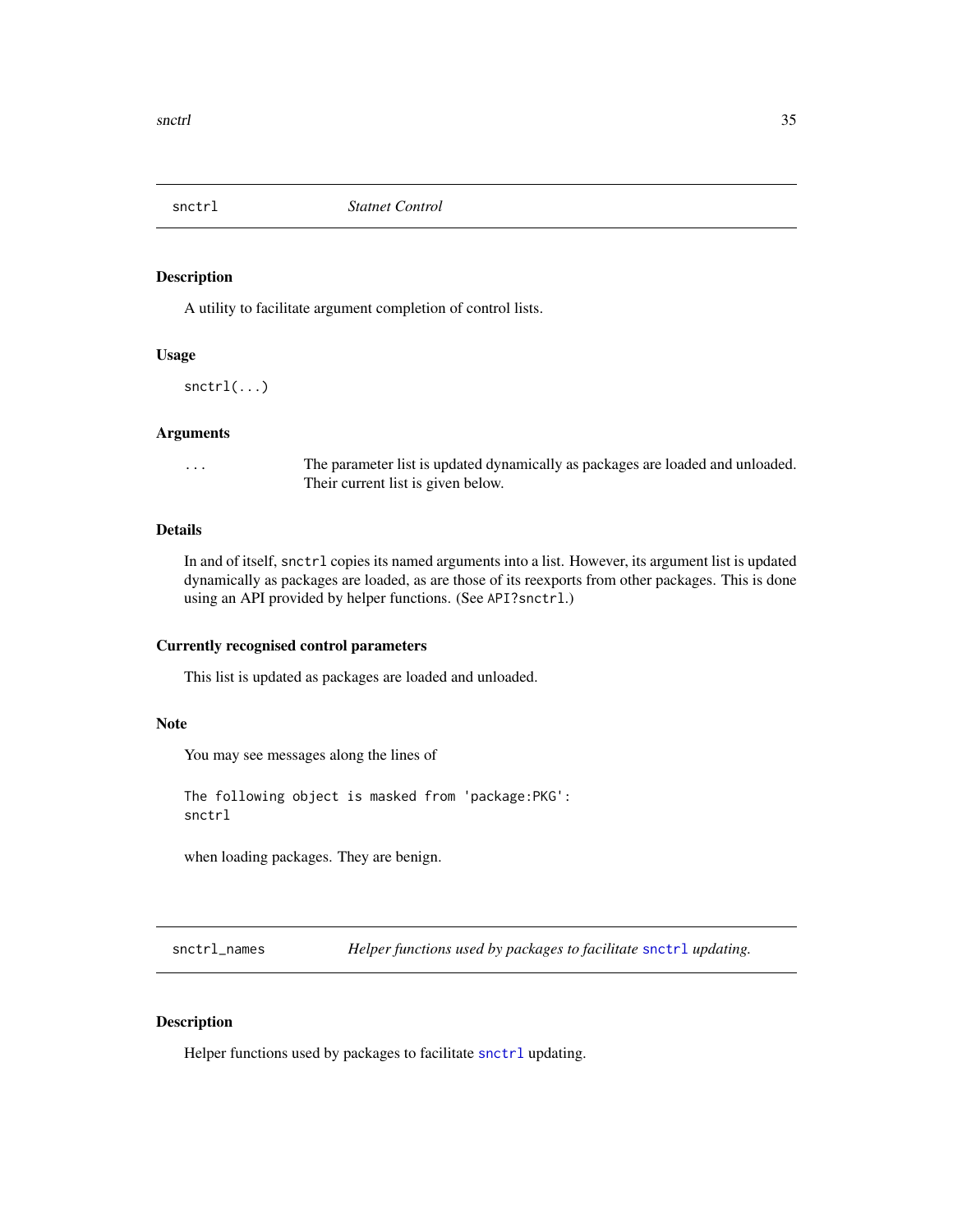## snctrl — *Statnet Control*

### Description

A utility to facilitate argument completion of control lists.

### Usage

```
snctrl(...)
```

### Arguments

`...` The parameter list is updated dynamically as packages are loaded and unloaded. Their current list is given below.

### Details

In and of itself, `snctrl` copies its named arguments into a list. However, its argument list is updated dynamically as packages are loaded, as are those of its reexports from other packages. This is done using an API provided by helper functions. (See `API?snctrl`.)

### Currently recognised control parameters

This list is updated as packages are loaded and unloaded.

### Note

You may see messages along the lines of

```
The following object is masked from 'package:PKG':
snctrl
```

when loading packages. They are benign.

## snctrl_names — *Helper functions used by packages to facilitate `snctrl` updating.*

### Description

Helper functions used by packages to facilitate `snctrl` updating.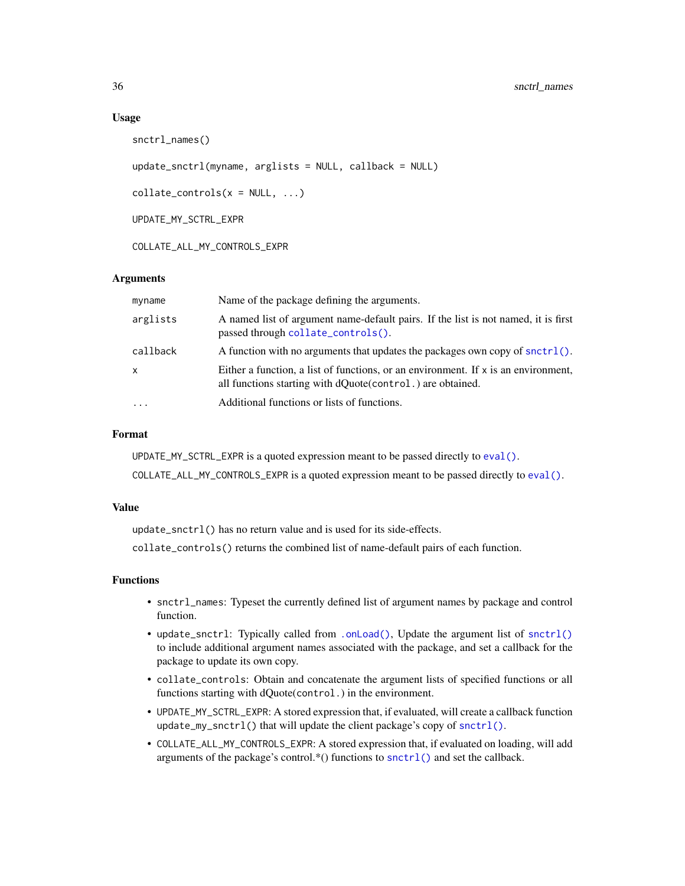## Usage

```
snctrl_names()

update_snctrl(myname, arglists = NULL, callback = NULL)

collate_controls(x = NULL, ...)

UPDATE_MY_SCTRL_EXPR

COLLATE_ALL_MY_CONTROLS_EXPR
```

## Arguments

| | |
|---|---|
| myname | Name of the package defining the arguments. |
| arglists | A named list of argument name-default pairs. If the list is not named, it is first passed through `collate_controls()`. |
| callback | A function with no arguments that updates the packages own copy of `snctrl()`. |
| x | Either a function, a list of functions, or an environment. If x is an environment, all functions starting with dQuote(`control.`) are obtained. |
| ... | Additional functions or lists of functions. |

## Format

`UPDATE_MY_SCTRL_EXPR` is a quoted expression meant to be passed directly to `eval()`.

`COLLATE_ALL_MY_CONTROLS_EXPR` is a quoted expression meant to be passed directly to `eval()`.

## Value

`update_snctrl()` has no return value and is used for its side-effects.

`collate_controls()` returns the combined list of name-default pairs of each function.

## Functions

- `snctrl_names`: Typeset the currently defined list of argument names by package and control function.
- `update_snctrl`: Typically called from `.onLoad()`, Update the argument list of `snctrl()` to include additional argument names associated with the package, and set a callback for the package to update its own copy.
- `collate_controls`: Obtain and concatenate the argument lists of specified functions or all functions starting with dQuote(`control.`) in the environment.
- `UPDATE_MY_SCTRL_EXPR`: A stored expression that, if evaluated, will create a callback function `update_my_snctrl()` that will update the client package's copy of `snctrl()`.
- `COLLATE_ALL_MY_CONTROLS_EXPR`: A stored expression that, if evaluated on loading, will add arguments of the package's control.*() functions to `snctrl()` and set the callback.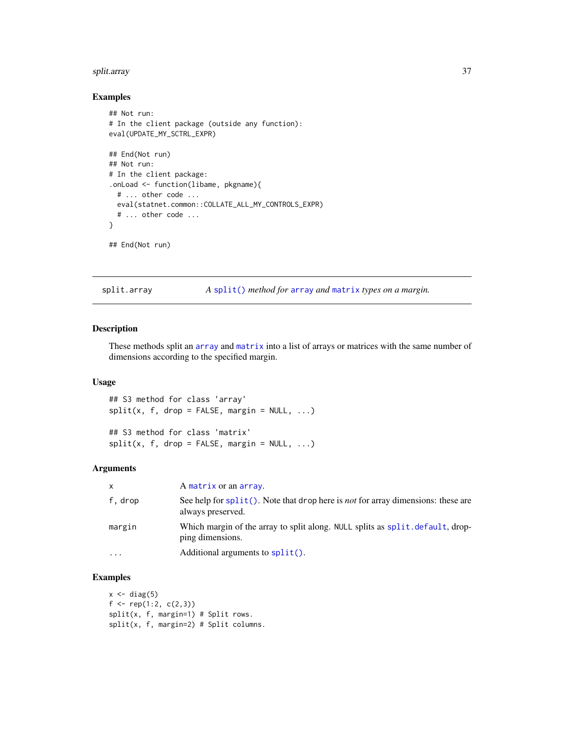### Examples

```
## Not run:
# In the client package (outside any function):
eval(UPDATE_MY_SCTRL_EXPR)

## End(Not run)
## Not run:
# In the client package:
.onLoad <- function(libame, pkgname){
  # ... other code ...
  eval(statnet.common::COLLATE_ALL_MY_CONTROLS_EXPR)
  # ... other code ...
}

## End(Not run)
```

---

## split.array — *A `split()` method for `array` and `matrix` types on a margin.*

### Description

These methods split an `array` and `matrix` into a list of arrays or matrices with the same number of dimensions according to the specified margin.

### Usage

```
## S3 method for class 'array'
split(x, f, drop = FALSE, margin = NULL, ...)

## S3 method for class 'matrix'
split(x, f, drop = FALSE, margin = NULL, ...)
```

### Arguments

| | |
|---|---|
| `x` | A `matrix` or an `array`. |
| `f, drop` | See help for `split()`. Note that `drop` here is *not* for array dimensions: these are always preserved. |
| `margin` | Which margin of the array to split along. `NULL` splits as `split.default`, dropping dimensions. |
| `...` | Additional arguments to `split()`. |

### Examples

```
x <- diag(5)
f <- rep(1:2, c(2,3))
split(x, f, margin=1) # Split rows.
split(x, f, margin=2) # Split columns.
```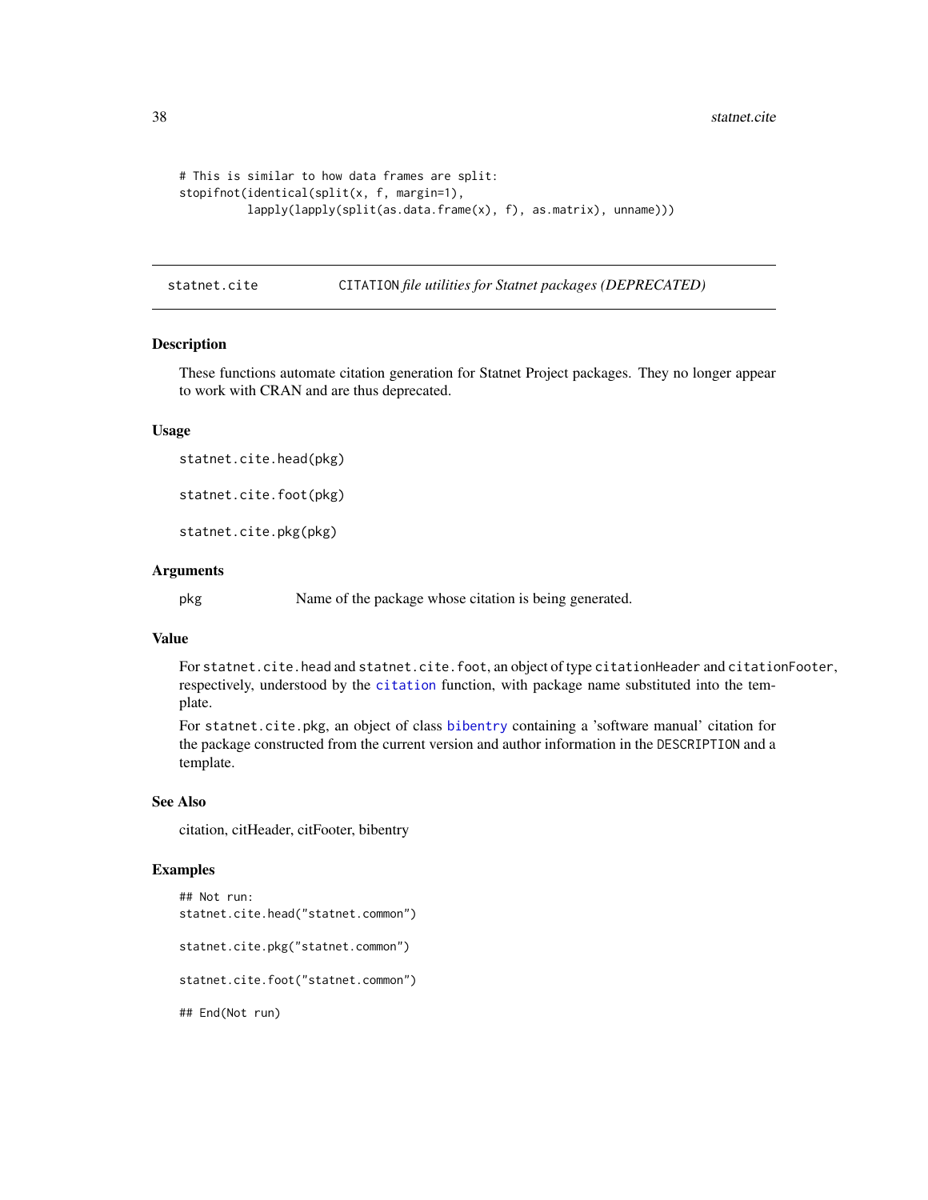```
# This is similar to how data frames are split:
stopifnot(identical(split(x, f, margin=1),
          lapply(lapply(split(as.data.frame(x), f), as.matrix), unname)))
```

---

## statnet.cite — `CITATION` *file utilities for Statnet packages (DEPRECATED)*

### Description

These functions automate citation generation for Statnet Project packages. They no longer appear to work with CRAN and are thus deprecated.

### Usage

```
statnet.cite.head(pkg)

statnet.cite.foot(pkg)

statnet.cite.pkg(pkg)
```

### Arguments

| | |
|---|---|
| `pkg` | Name of the package whose citation is being generated. |

### Value

For `statnet.cite.head` and `statnet.cite.foot`, an object of type `citationHeader` and `citationFooter`, respectively, understood by the `citation` function, with package name substituted into the template.

For `statnet.cite.pkg`, an object of class `bibentry` containing a 'software manual' citation for the package constructed from the current version and author information in the `DESCRIPTION` and a template.

### See Also

citation, citHeader, citFooter, bibentry

### Examples

```
## Not run:
statnet.cite.head("statnet.common")

statnet.cite.pkg("statnet.common")

statnet.cite.foot("statnet.common")

## End(Not run)
```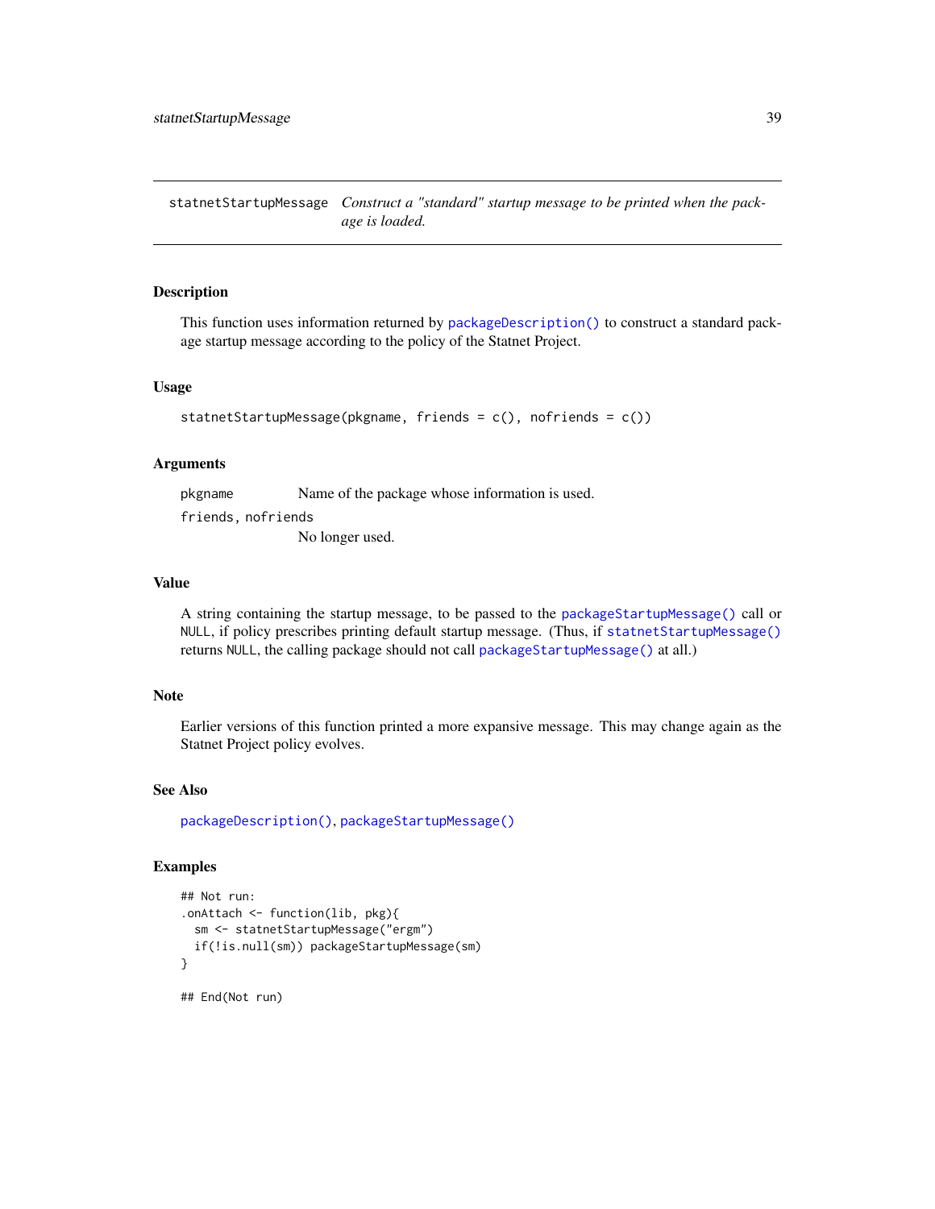## statnetStartupMessage *Construct a "standard" startup message to be printed when the package is loaded.*

### Description

This function uses information returned by `packageDescription()` to construct a standard package startup message according to the policy of the Statnet Project.

### Usage

```
statnetStartupMessage(pkgname, friends = c(), nofriends = c())
```

### Arguments

`pkgname` Name of the package whose information is used.

`friends, nofriends` No longer used.

### Value

A string containing the startup message, to be passed to the `packageStartupMessage()` call or `NULL`, if policy prescribes printing default startup message. (Thus, if `statnetStartupMessage()` returns `NULL`, the calling package should not call `packageStartupMessage()` at all.)

### Note

Earlier versions of this function printed a more expansive message. This may change again as the Statnet Project policy evolves.

### See Also

`packageDescription()`, `packageStartupMessage()`

### Examples

```
## Not run:
.onAttach <- function(lib, pkg){
  sm <- statnetStartupMessage("ergm")
  if(!is.null(sm)) packageStartupMessage(sm)
}

## End(Not run)
```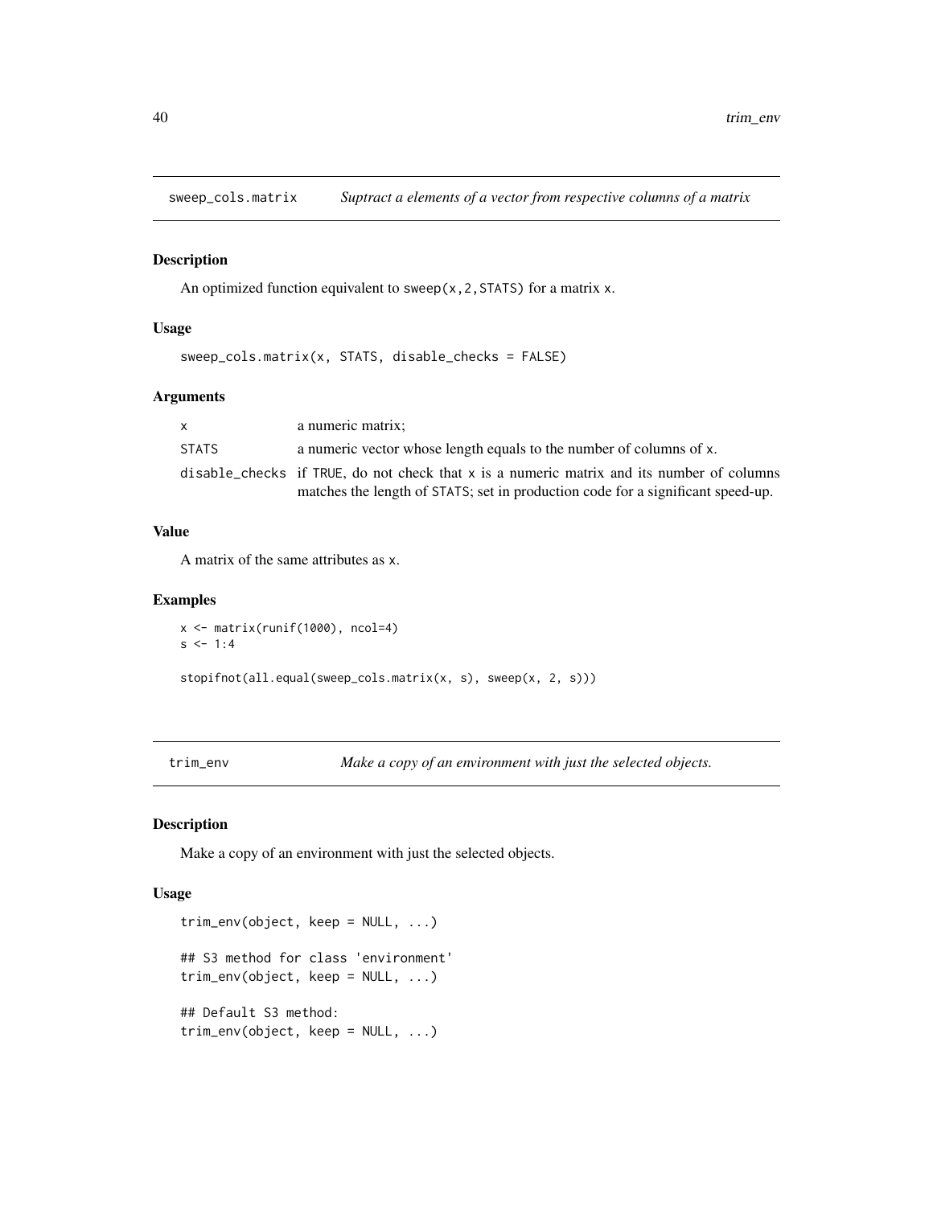## sweep_cols.matrix *Suptract a elements of a vector from respective columns of a matrix*

### Description

An optimized function equivalent to `sweep(x,2,STATS)` for a matrix `x`.

### Usage

```
sweep_cols.matrix(x, STATS, disable_checks = FALSE)
```

### Arguments

| | |
|---|---|
| `x` | a numeric matrix; |
| `STATS` | a numeric vector whose length equals to the number of columns of `x`. |
| `disable_checks` | if `TRUE`, do not check that `x` is a numeric matrix and its number of columns matches the length of `STATS`; set in production code for a significant speed-up. |

### Value

A matrix of the same attributes as `x`.

### Examples

```
x <- matrix(runif(1000), ncol=4)
s <- 1:4

stopifnot(all.equal(sweep_cols.matrix(x, s), sweep(x, 2, s)))
```

## trim_env *Make a copy of an environment with just the selected objects.*

### Description

Make a copy of an environment with just the selected objects.

### Usage

```
trim_env(object, keep = NULL, ...)

## S3 method for class 'environment'
trim_env(object, keep = NULL, ...)

## Default S3 method:
trim_env(object, keep = NULL, ...)
```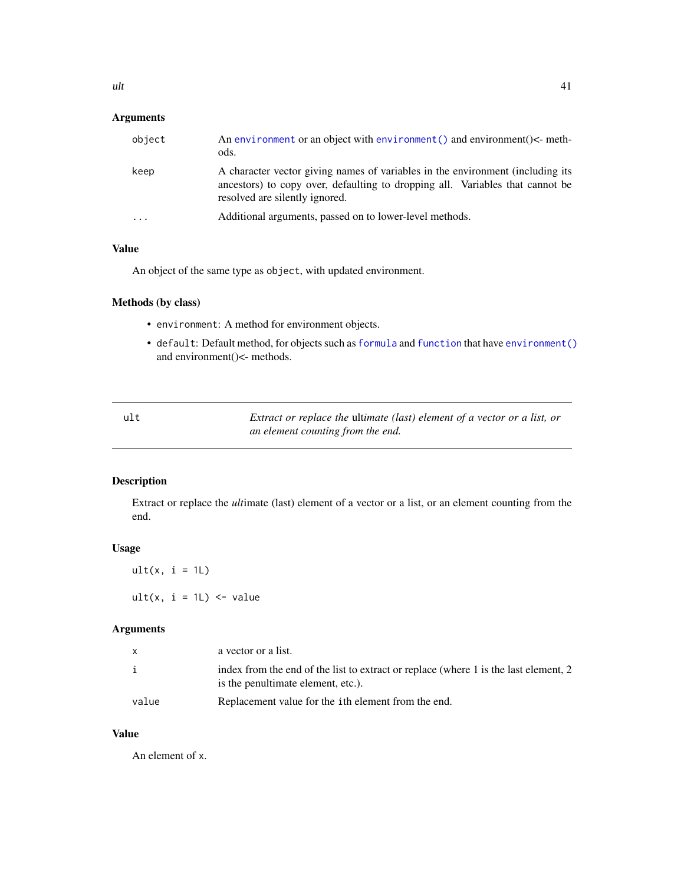### Arguments

| | |
|---|---|
| `object` | An `environment` or an object with `environment()` and environment()<- methods. |
| `keep` | A character vector giving names of variables in the environment (including its ancestors) to copy over, defaulting to dropping all. Variables that cannot be resolved are silently ignored. |
| `...` | Additional arguments, passed on to lower-level methods. |

### Value

An object of the same type as `object`, with updated environment.

### Methods (by class)

- `environment`: A method for environment objects.
- `default`: Default method, for objects such as `formula` and `function` that have `environment()` and environment()<- methods.

---

## ult — *Extract or replace the* ult*imate (last) element of a vector or a list, or an element counting from the end.*

---

### Description

Extract or replace the *ult*imate (last) element of a vector or a list, or an element counting from the end.

### Usage

```
ult(x, i = 1L)

ult(x, i = 1L) <- value
```

### Arguments

| | |
|---|---|
| `x` | a vector or a list. |
| `i` | index from the end of the list to extract or replace (where 1 is the last element, 2 is the penultimate element, etc.). |
| `value` | Replacement value for the `i`th element from the end. |

### Value

An element of `x`.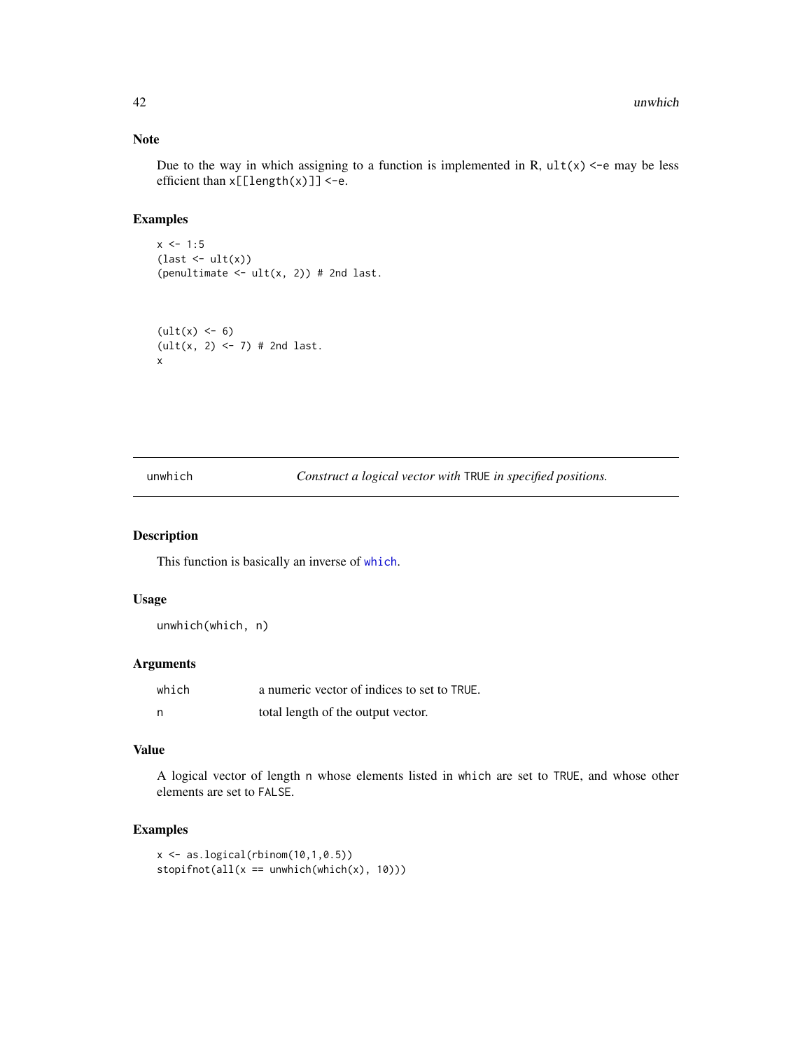### Note

Due to the way in which assigning to a function is implemented in R, `ult(x) <-e` may be less efficient than `x[[length(x)]] <-e`.

### Examples

```
x <- 1:5
(last <- ult(x))
(penultimate <- ult(x, 2)) # 2nd last.



(ult(x) <- 6)
(ult(x, 2) <- 7) # 2nd last.
x
```

---

## unwhich — *Construct a logical vector with* TRUE *in specified positions.*

### Description

This function is basically an inverse of `which`.

### Usage

```
unwhich(which, n)
```

### Arguments

| | |
|---|---|
| which | a numeric vector of indices to set to TRUE. |
| n | total length of the output vector. |

### Value

A logical vector of length n whose elements listed in which are set to TRUE, and whose other elements are set to FALSE.

### Examples

```
x <- as.logical(rbinom(10,1,0.5))
stopifnot(all(x == unwhich(which(x), 10)))
```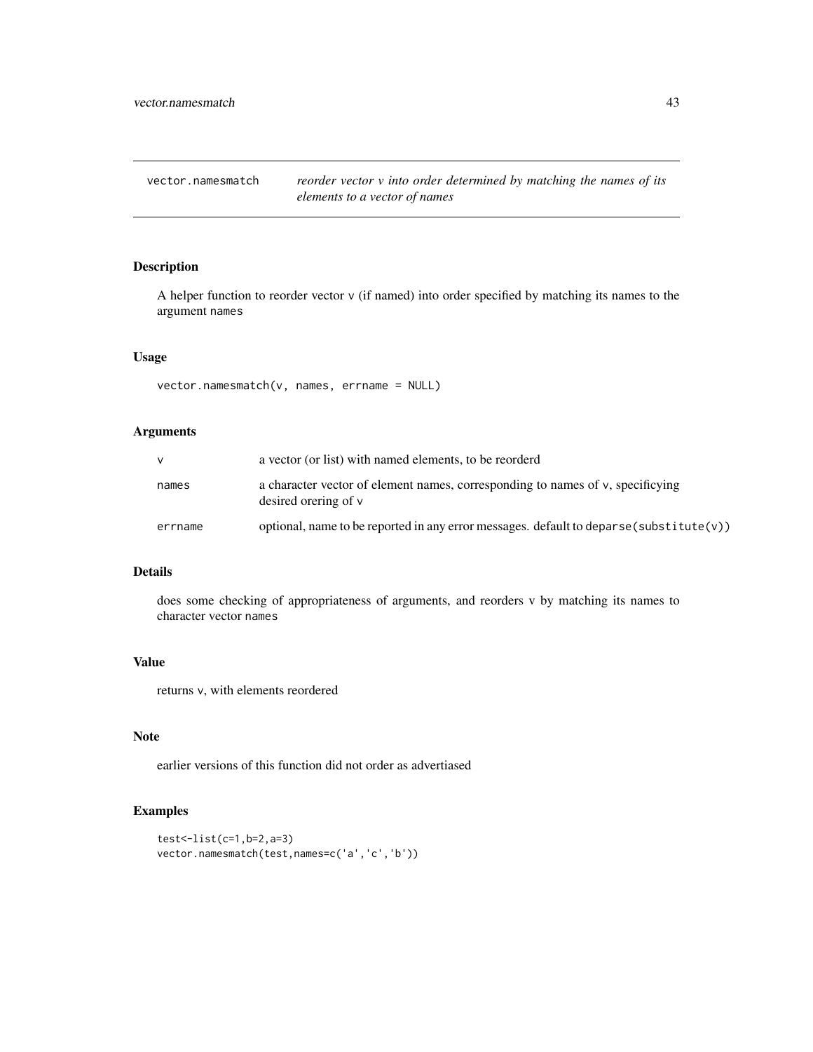## vector.namesmatch — *reorder vector v into order determined by matching the names of its elements to a vector of names*

### Description

A helper function to reorder vector `v` (if named) into order specified by matching its names to the argument `names`

### Usage

```
vector.namesmatch(v, names, errname = NULL)
```

### Arguments

| | |
|---|---|
| `v` | a vector (or list) with named elements, to be reorderd |
| `names` | a character vector of element names, corresponding to names of `v`, specificying desired orering of `v` |
| `errname` | optional, name to be reported in any error messages. default to `deparse(substitute(v))` |

### Details

does some checking of appropriateness of arguments, and reorders v by matching its names to character vector `names`

### Value

returns `v`, with elements reordered

### Note

earlier versions of this function did not order as advertiased

### Examples

```
test<-list(c=1,b=2,a=3)
vector.namesmatch(test,names=c('a','c','b'))
```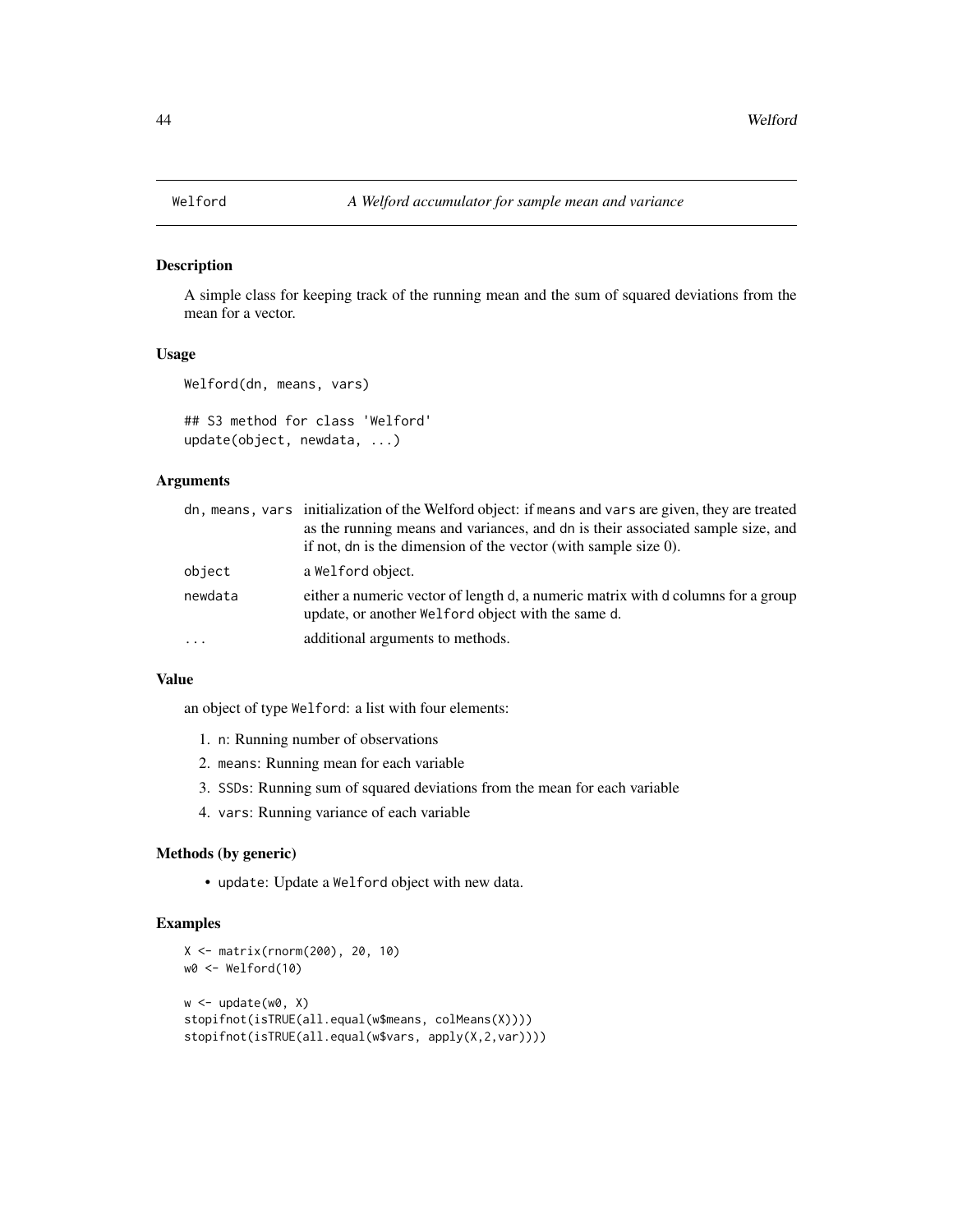## Welford — *A Welford accumulator for sample mean and variance*

### Description

A simple class for keeping track of the running mean and the sum of squared deviations from the mean for a vector.

### Usage

```
Welford(dn, means, vars)

## S3 method for class 'Welford'
update(object, newdata, ...)
```

### Arguments

| | |
|---|---|
| `dn, means, vars` | initialization of the Welford object: if `means` and `vars` are given, they are treated as the running means and variances, and `dn` is their associated sample size, and if not, `dn` is the dimension of the vector (with sample size 0). |
| `object` | a `Welford` object. |
| `newdata` | either a numeric vector of length `d`, a numeric matrix with `d` columns for a group update, or another `Welford` object with the same `d`. |
| `...` | additional arguments to methods. |

### Value

an object of type `Welford`: a list with four elements:

1. `n`: Running number of observations
2. `means`: Running mean for each variable
3. `SSDs`: Running sum of squared deviations from the mean for each variable
4. `vars`: Running variance of each variable

### Methods (by generic)

- `update`: Update a `Welford` object with new data.

### Examples

```
X <- matrix(rnorm(200), 20, 10)
w0 <- Welford(10)

w <- update(w0, X)
stopifnot(isTRUE(all.equal(w$means, colMeans(X))))
stopifnot(isTRUE(all.equal(w$vars, apply(X,2,var))))
```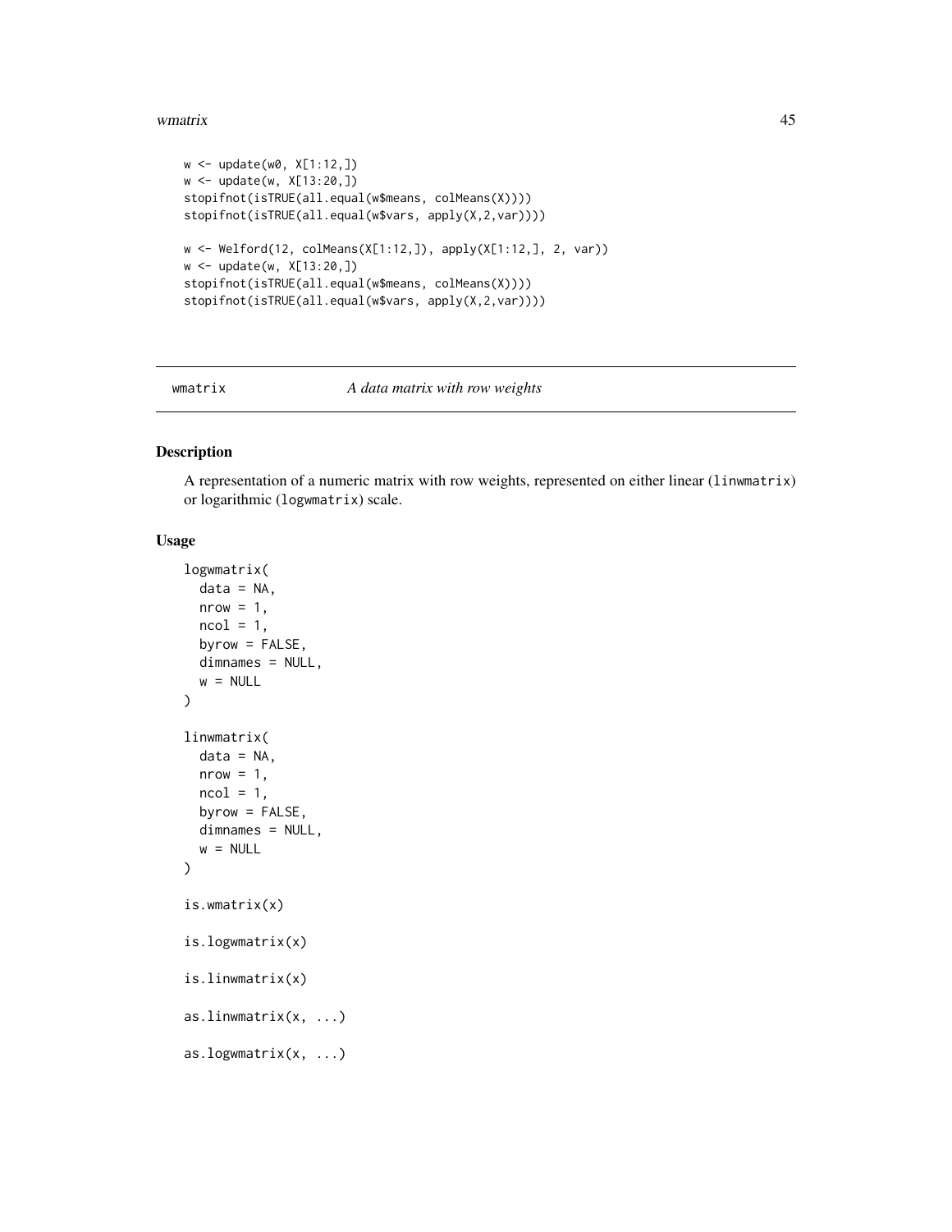```
w <- update(w0, X[1:12,])
w <- update(w, X[13:20,])
stopifnot(isTRUE(all.equal(w$means, colMeans(X))))
stopifnot(isTRUE(all.equal(w$vars, apply(X,2,var))))

w <- Welford(12, colMeans(X[1:12,]), apply(X[1:12,], 2, var))
w <- update(w, X[13:20,])
stopifnot(isTRUE(all.equal(w$means, colMeans(X))))
stopifnot(isTRUE(all.equal(w$vars, apply(X,2,var))))
```

## wmatrix — *A data matrix with row weights*

### Description

A representation of a numeric matrix with row weights, represented on either linear (`linwmatrix`) or logarithmic (`logwmatrix`) scale.

### Usage

```
logwmatrix(
  data = NA,
  nrow = 1,
  ncol = 1,
  byrow = FALSE,
  dimnames = NULL,
  w = NULL
)

linwmatrix(
  data = NA,
  nrow = 1,
  ncol = 1,
  byrow = FALSE,
  dimnames = NULL,
  w = NULL
)

is.wmatrix(x)

is.logwmatrix(x)

is.linwmatrix(x)

as.linwmatrix(x, ...)

as.logwmatrix(x, ...)
```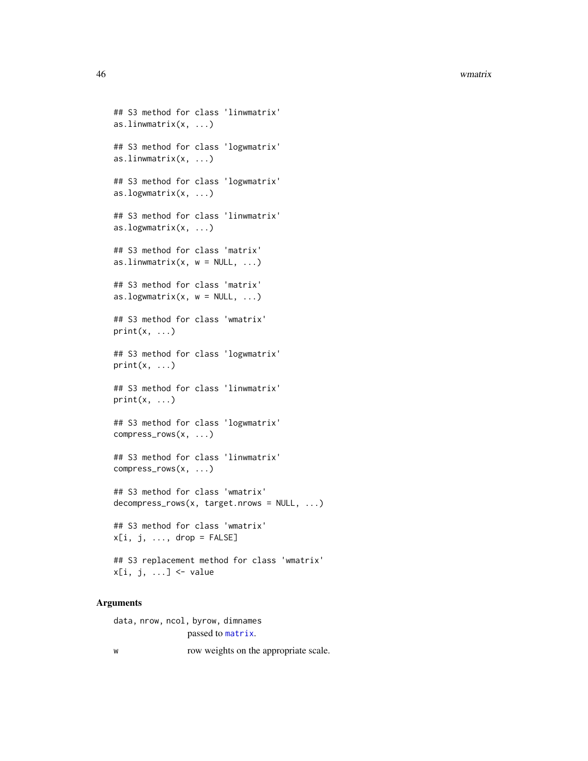```
## S3 method for class 'linwmatrix'
as.linwmatrix(x, ...)

## S3 method for class 'logwmatrix'
as.linwmatrix(x, ...)

## S3 method for class 'logwmatrix'
as.logwmatrix(x, ...)

## S3 method for class 'linwmatrix'
as.logwmatrix(x, ...)

## S3 method for class 'matrix'
as.linwmatrix(x, w = NULL, ...)

## S3 method for class 'matrix'
as.logwmatrix(x, w = NULL, ...)

## S3 method for class 'wmatrix'
print(x, ...)

## S3 method for class 'logwmatrix'
print(x, ...)

## S3 method for class 'linwmatrix'
print(x, ...)

## S3 method for class 'logwmatrix'
compress_rows(x, ...)

## S3 method for class 'linwmatrix'
compress_rows(x, ...)

## S3 method for class 'wmatrix'
decompress_rows(x, target.nrows = NULL, ...)

## S3 method for class 'wmatrix'
x[i, j, ..., drop = FALSE]

## S3 replacement method for class 'wmatrix'
x[i, j, ...] <- value
```

## Arguments

`data, nrow, ncol, byrow, dimnames`
passed to `matrix`.

`w` row weights on the appropriate scale.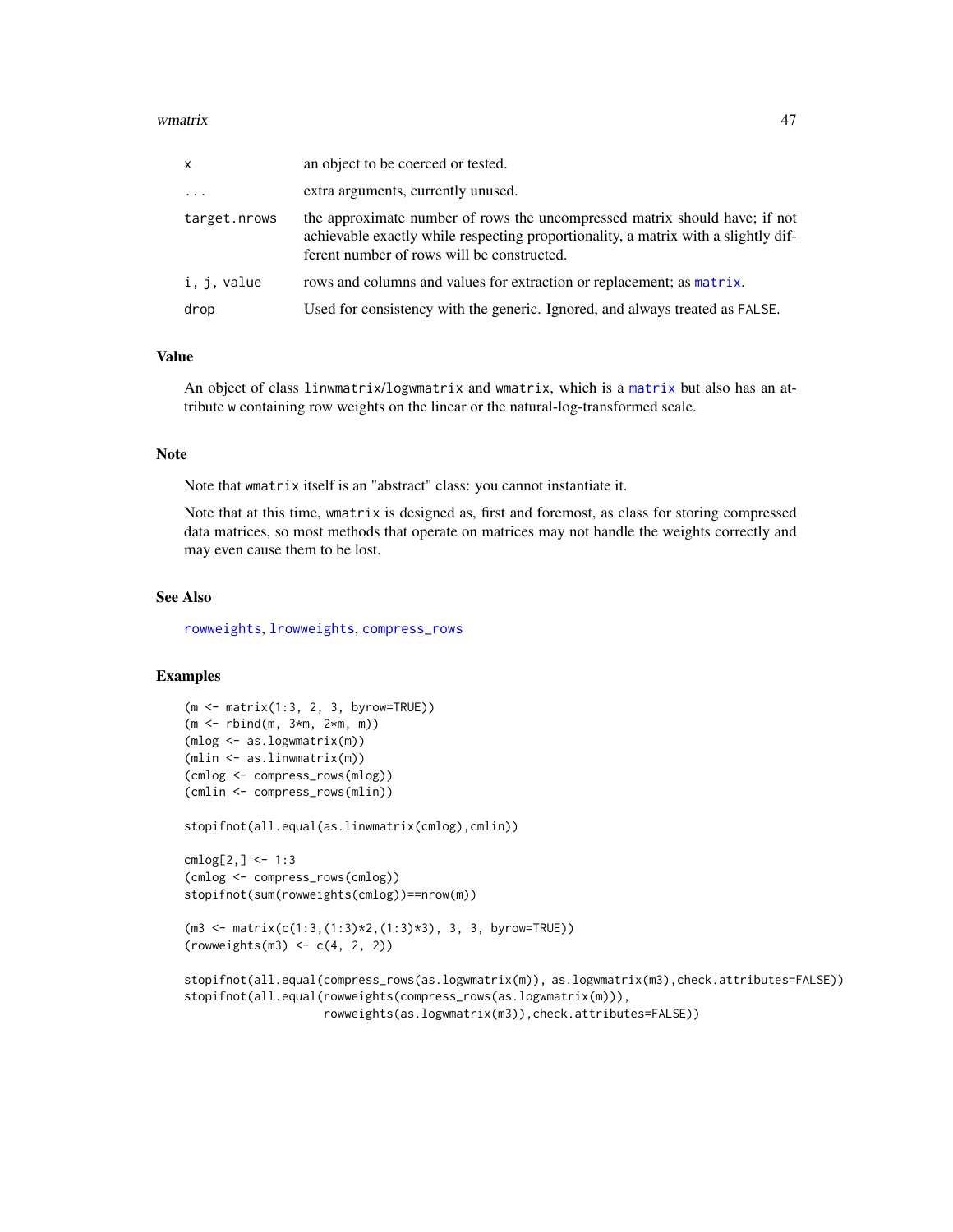| | |
|---|---|
| x | an object to be coerced or tested. |
| ... | extra arguments, currently unused. |
| target.nrows | the approximate number of rows the uncompressed matrix should have; if not achievable exactly while respecting proportionality, a matrix with a slightly different number of rows will be constructed. |
| i, j, value | rows and columns and values for extraction or replacement; as matrix. |
| drop | Used for consistency with the generic. Ignored, and always treated as FALSE. |

## Value

An object of class linwmatrix/logwmatrix and wmatrix, which is a matrix but also has an attribute w containing row weights on the linear or the natural-log-transformed scale.

## Note

Note that wmatrix itself is an "abstract" class: you cannot instantiate it.

Note that at this time, wmatrix is designed as, first and foremost, as class for storing compressed data matrices, so most methods that operate on matrices may not handle the weights correctly and may even cause them to be lost.

## See Also

rowweights, lrowweights, compress_rows

## Examples

```
(m <- matrix(1:3, 2, 3, byrow=TRUE))
(m <- rbind(m, 3*m, 2*m, m))
(mlog <- as.logwmatrix(m))
(mlin <- as.linwmatrix(m))
(cmlog <- compress_rows(mlog))
(cmlin <- compress_rows(mlin))

stopifnot(all.equal(as.linwmatrix(cmlog),cmlin))

cmlog[2,] <- 1:3
(cmlog <- compress_rows(cmlog))
stopifnot(sum(rowweights(cmlog))==nrow(m))

(m3 <- matrix(c(1:3,(1:3)*2,(1:3)*3), 3, 3, byrow=TRUE))
(rowweights(m3) <- c(4, 2, 2))

stopifnot(all.equal(compress_rows(as.logwmatrix(m)), as.logwmatrix(m3),check.attributes=FALSE))
stopifnot(all.equal(rowweights(compress_rows(as.logwmatrix(m))),
                    rowweights(as.logwmatrix(m3)),check.attributes=FALSE))
```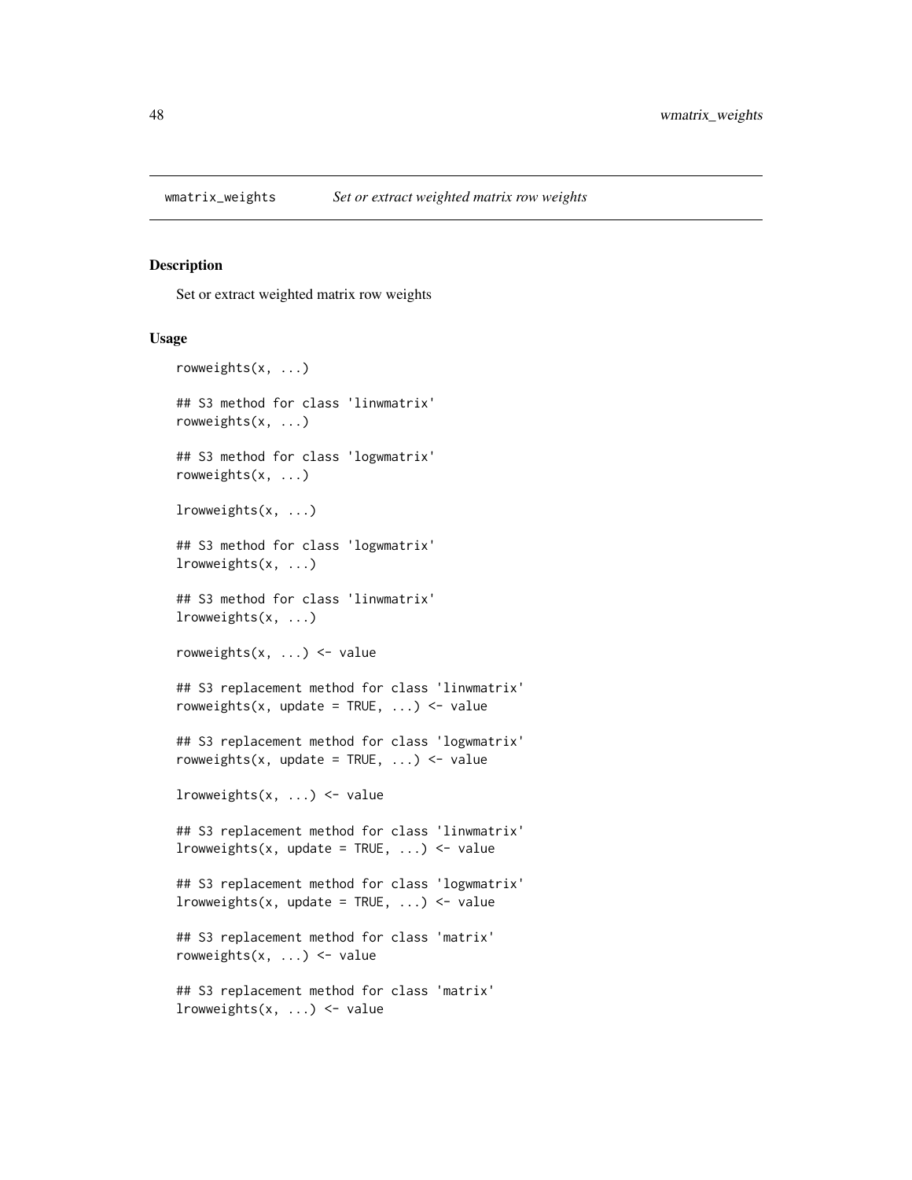# wmatrix_weights — *Set or extract weighted matrix row weights*

## Description

Set or extract weighted matrix row weights

## Usage

```
rowweights(x, ...)

## S3 method for class 'linwmatrix'
rowweights(x, ...)

## S3 method for class 'logwmatrix'
rowweights(x, ...)

lrowweights(x, ...)

## S3 method for class 'logwmatrix'
lrowweights(x, ...)

## S3 method for class 'linwmatrix'
lrowweights(x, ...)

rowweights(x, ...) <- value

## S3 replacement method for class 'linwmatrix'
rowweights(x, update = TRUE, ...) <- value

## S3 replacement method for class 'logwmatrix'
rowweights(x, update = TRUE, ...) <- value

lrowweights(x, ...) <- value

## S3 replacement method for class 'linwmatrix'
lrowweights(x, update = TRUE, ...) <- value

## S3 replacement method for class 'logwmatrix'
lrowweights(x, update = TRUE, ...) <- value

## S3 replacement method for class 'matrix'
rowweights(x, ...) <- value

## S3 replacement method for class 'matrix'
lrowweights(x, ...) <- value
```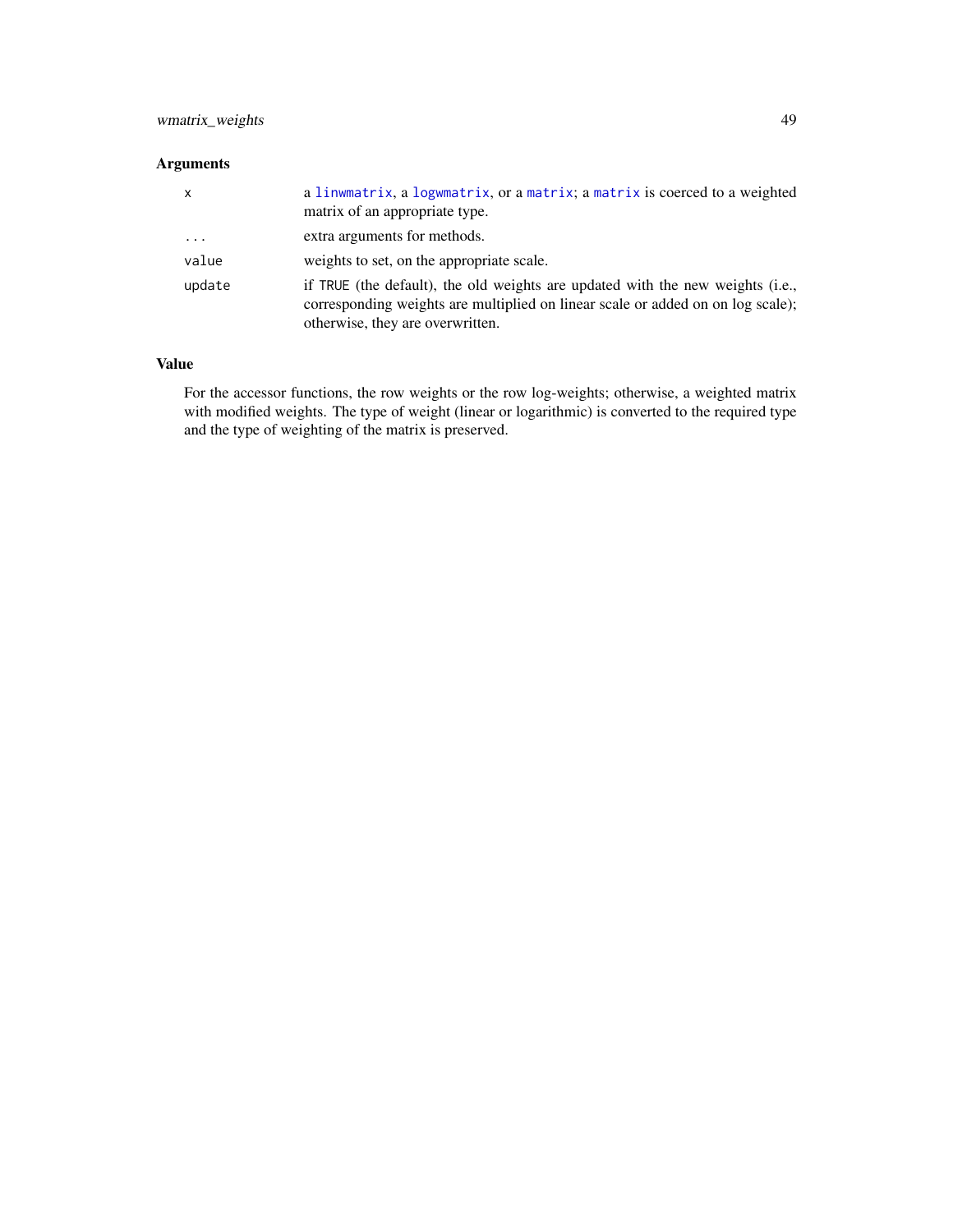### Arguments

| | |
|---|---|
| `x` | a `linwmatrix`, a `logwmatrix`, or a `matrix`; a `matrix` is coerced to a weighted matrix of an appropriate type. |
| `...` | extra arguments for methods. |
| `value` | weights to set, on the appropriate scale. |
| `update` | if `TRUE` (the default), the old weights are updated with the new weights (i.e., corresponding weights are multiplied on linear scale or added on on log scale); otherwise, they are overwritten. |

### Value

For the accessor functions, the row weights or the row log-weights; otherwise, a weighted matrix with modified weights. The type of weight (linear or logarithmic) is converted to the required type and the type of weighting of the matrix is preserved.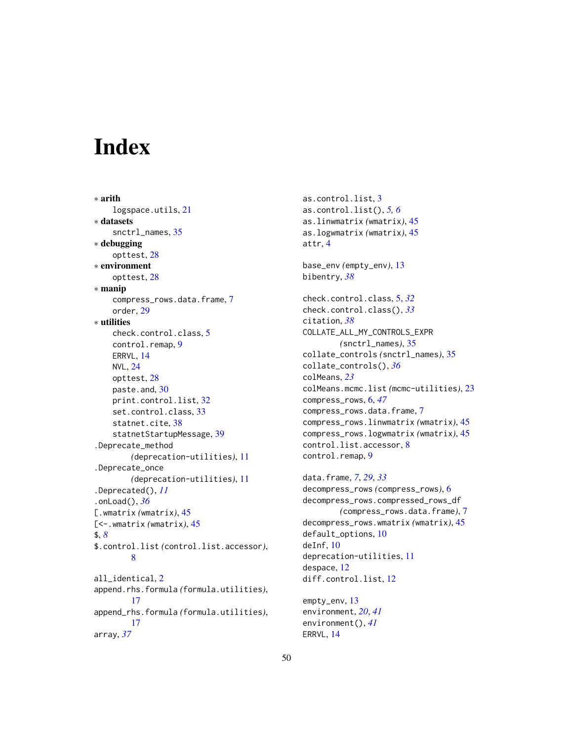# Index

∗ **arith**
  logspace.utils, 21
∗ **datasets**
  snctrl_names, 35
∗ **debugging**
  opttest, 28
∗ **environment**
  opttest, 28
∗ **manip**
  compress_rows.data.frame, 7
  order, 29
∗ **utilities**
  check.control.class, 5
  control.remap, 9
  ERRVL, 14
  NVL, 24
  opttest, 28
  paste.and, 30
  print.control.list, 32
  set.control.class, 33
  statnet.cite, 38
  statnetStartupMessage, 39
.Deprecate_method
    *(deprecation-utilities)*, 11
.Deprecate_once
    *(deprecation-utilities)*, 11
.Deprecated(), *11*
.onLoad(), *36*
[.wmatrix *(wmatrix)*, 45
[<-.wmatrix *(wmatrix)*, 45
$, *8*
$.control.list *(control.list.accessor)*,
    8

all_identical, 2
append.rhs.formula *(formula.utilities)*,
    17
append_rhs.formula *(formula.utilities)*,
    17
array, *37*

as.control.list, 3
as.control.list(), *5, 6*
as.linwmatrix *(wmatrix)*, 45
as.logwmatrix *(wmatrix)*, 45
attr, 4

base_env *(empty_env)*, 13
bibentry, *38*

check.control.class, 5, *32*
check.control.class(), *33*
citation, *38*
COLLATE_ALL_MY_CONTROLS_EXPR
    *(snctrl_names)*, 35
collate_controls *(snctrl_names)*, 35
collate_controls(), *36*
colMeans, *23*
colMeans.mcmc.list *(mcmc-utilities)*, 23
compress_rows, 6, *47*
compress_rows.data.frame, 7
compress_rows.linwmatrix *(wmatrix)*, 45
compress_rows.logwmatrix *(wmatrix)*, 45
control.list.accessor, 8
control.remap, 9

data.frame, *7*, *29*, *33*
decompress_rows *(compress_rows)*, 6
decompress_rows.compressed_rows_df
    *(compress_rows.data.frame)*, 7
decompress_rows.wmatrix *(wmatrix)*, 45
default_options, 10
deInf, 10
deprecation-utilities, 11
despace, 12
diff.control.list, 12

empty_env, 13
environment, *20*, *41*
environment(), *41*
ERRVL, 14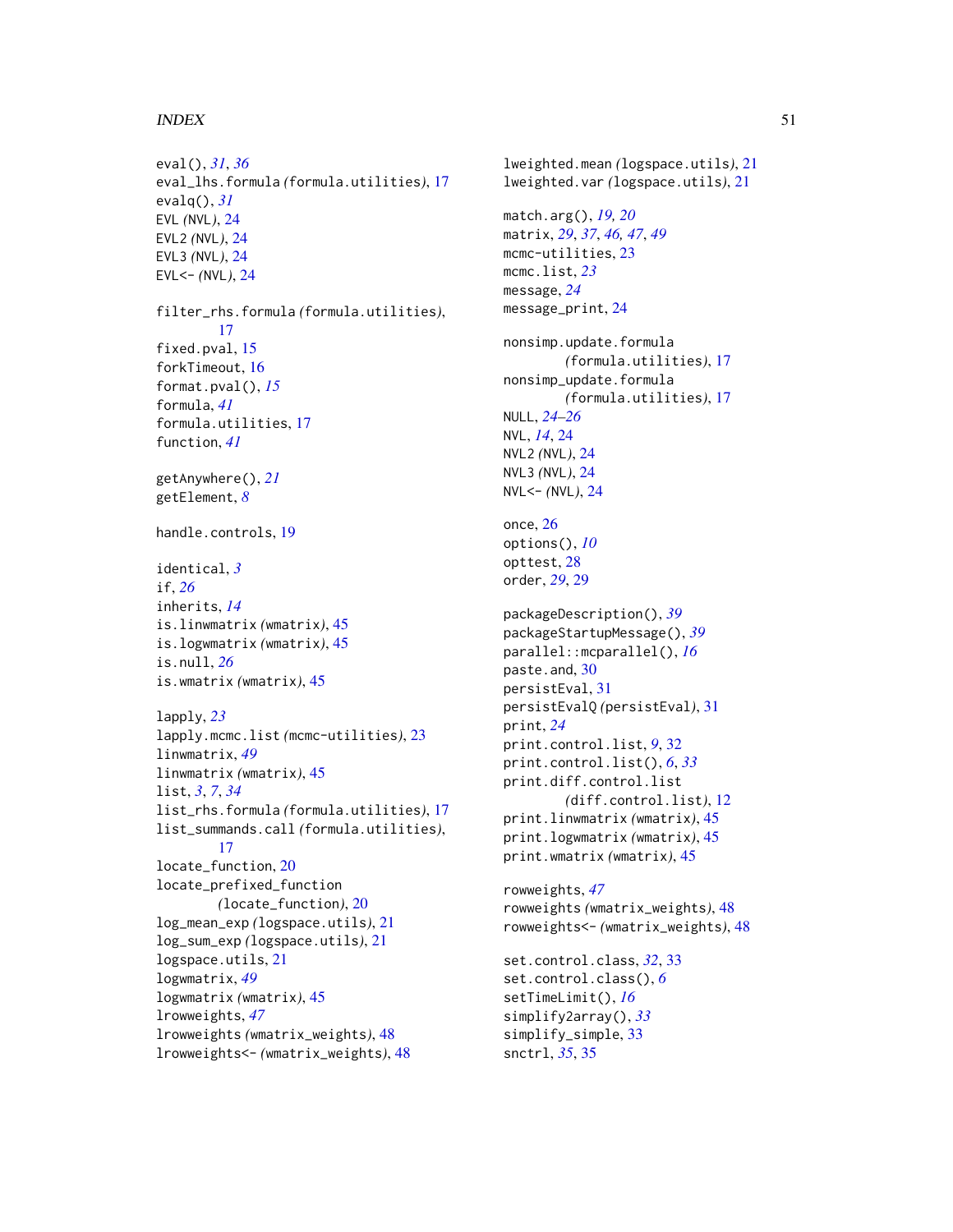eval(), *31*, *36*
eval_lhs.formula *(formula.utilities)*, 17
evalq(), *31*
EVL *(NVL)*, 24
EVL2 *(NVL)*, 24
EVL3 *(NVL)*, 24
EVL<- *(NVL)*, 24

filter_rhs.formula *(formula.utilities)*, 17
fixed.pval, 15
forkTimeout, 16
format.pval(), *15*
formula, *41*
formula.utilities, 17
function, *41*

getAnywhere(), *21*
getElement, *8*

handle.controls, 19

identical, *3*
if, *26*
inherits, *14*
is.linwmatrix *(wmatrix)*, 45
is.logwmatrix *(wmatrix)*, 45
is.null, *26*
is.wmatrix *(wmatrix)*, 45

lapply, *23*
lapply.mcmc.list *(mcmc-utilities)*, 23
linwmatrix, *49*
linwmatrix *(wmatrix)*, 45
list, *3*, *7*, *34*
list_rhs.formula *(formula.utilities)*, 17
list_summands.call *(formula.utilities)*, 17
locate_function, 20
locate_prefixed_function *(locate_function)*, 20
log_mean_exp *(logspace.utils)*, 21
log_sum_exp *(logspace.utils)*, 21
logspace.utils, 21
logwmatrix, *49*
logwmatrix *(wmatrix)*, 45
lrowweights, *47*
lrowweights *(wmatrix_weights)*, 48
lrowweights<- *(wmatrix_weights)*, 48
lweighted.mean *(logspace.utils)*, 21
lweighted.var *(logspace.utils)*, 21

match.arg(), *19, 20*
matrix, *29*, *37*, *46, 47*, *49*
mcmc-utilities, 23
mcmc.list, *23*
message, *24*
message_print, 24

nonsimp.update.formula *(formula.utilities)*, 17
nonsimp_update.formula *(formula.utilities)*, 17
NULL, *24–26*
NVL, *14*, 24
NVL2 *(NVL)*, 24
NVL3 *(NVL)*, 24
NVL<- *(NVL)*, 24

once, 26
options(), *10*
opttest, 28
order, *29*, 29

packageDescription(), *39*
packageStartupMessage(), *39*
parallel::mcparallel(), *16*
paste.and, 30
persistEval, 31
persistEvalQ *(persistEval)*, 31
print, *24*
print.control.list, *9*, 32
print.control.list(), *6*, *33*
print.diff.control.list *(diff.control.list)*, 12
print.linwmatrix *(wmatrix)*, 45
print.logwmatrix *(wmatrix)*, 45
print.wmatrix *(wmatrix)*, 45

rowweights, *47*
rowweights *(wmatrix_weights)*, 48
rowweights<- *(wmatrix_weights)*, 48

set.control.class, *32*, 33
set.control.class(), *6*
setTimeLimit(), *16*
simplify2array(), *33*
simplify_simple, 33
snctrl, *35*, 35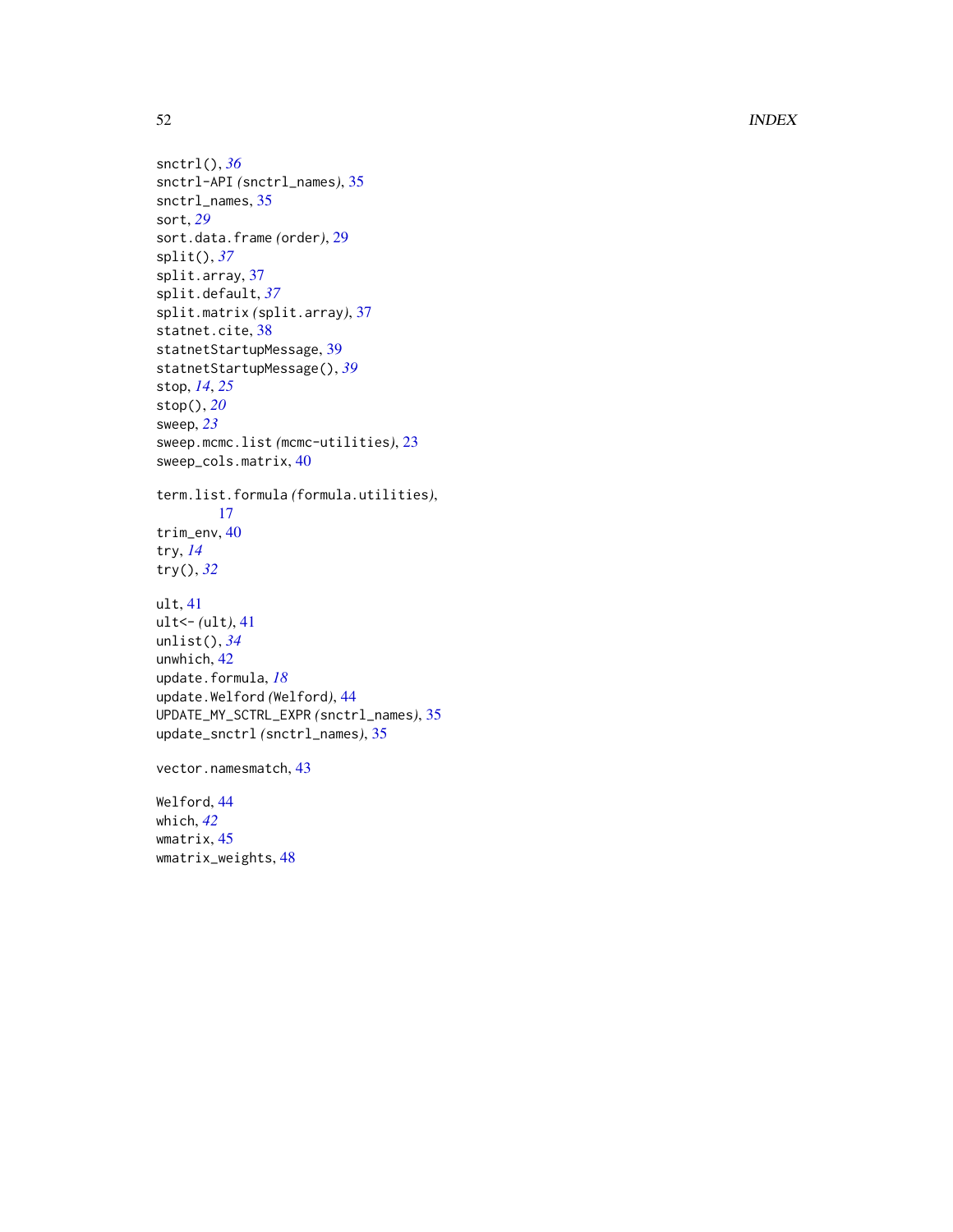snctrl(), *36*
snctrl-API *(*snctrl_names*)*, 35
snctrl_names, 35
sort, *29*
sort.data.frame *(*order*)*, 29
split(), *37*
split.array, 37
split.default, *37*
split.matrix *(*split.array*)*, 37
statnet.cite, 38
statnetStartupMessage, 39
statnetStartupMessage(), *39*
stop, *14*, *25*
stop(), *20*
sweep, *23*
sweep.mcmc.list *(*mcmc-utilities*)*, 23
sweep_cols.matrix, 40

term.list.formula *(*formula.utilities*)*, 17
trim_env, 40
try, *14*
try(), *32*

ult, 41
ult<- *(*ult*)*, 41
unlist(), *34*
unwhich, 42
update.formula, *18*
update.Welford *(*Welford*)*, 44
UPDATE_MY_SCTRL_EXPR *(*snctrl_names*)*, 35
update_snctrl *(*snctrl_names*)*, 35

vector.namesmatch, 43

Welford, 44
which, *42*
wmatrix, 45
wmatrix_weights, 48